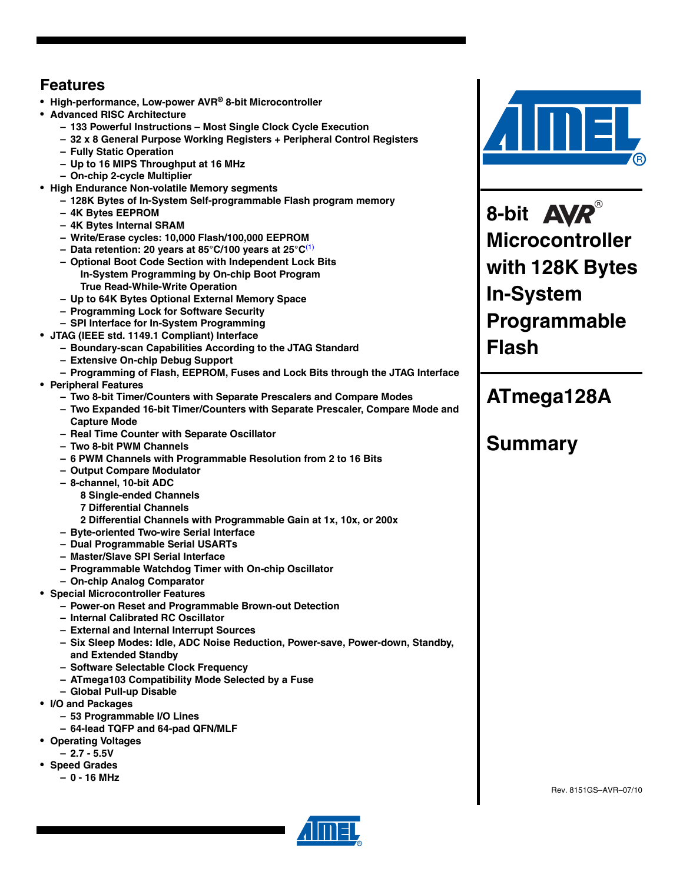# Features

- High-performance, Low-power AVR® 8-bit Microcontroller
- Advanced RISC Architecture
  - 133 Powerful Instructions – Most Single Clock Cycle Execution
  - 32 x 8 General Purpose Working Registers + Peripheral Control Registers
  - Fully Static Operation
  - Up to 16 MIPS Throughput at 16 MHz
  - On-chip 2-cycle Multiplier
- High Endurance Non-volatile Memory segments
  - 128K Bytes of In-System Self-programmable Flash program memory
  - 4K Bytes EEPROM
  - 4K Bytes Internal SRAM
  - Write/Erase cycles: 10,000 Flash/100,000 EEPROM
  - Data retention: 20 years at 85°C/100 years at 25°C[1]
  - Optional Boot Code Section with Independent Lock Bits
    In-System Programming by On-chip Boot Program
    True Read-While-Write Operation
  - Up to 64K Bytes Optional External Memory Space
  - Programming Lock for Software Security
  - SPI Interface for In-System Programming
- JTAG (IEEE std. 1149.1 Compliant) Interface
  - Boundary-scan Capabilities According to the JTAG Standard
  - Extensive On-chip Debug Support
  - Programming of Flash, EEPROM, Fuses and Lock Bits through the JTAG Interface
- Peripheral Features
  - Two 8-bit Timer/Counters with Separate Prescalers and Compare Modes
  - Two Expanded 16-bit Timer/Counters with Separate Prescaler, Compare Mode and Capture Mode
  - Real Time Counter with Separate Oscillator
  - Two 8-bit PWM Channels
  - 6 PWM Channels with Programmable Resolution from 2 to 16 Bits
  - Output Compare Modulator
  - 8-channel, 10-bit ADC
    8 Single-ended Channels
    7 Differential Channels
    2 Differential Channels with Programmable Gain at 1x, 10x, or 200x
  - Byte-oriented Two-wire Serial Interface
  - Dual Programmable Serial USARTs
  - Master/Slave SPI Serial Interface
  - Programmable Watchdog Timer with On-chip Oscillator
  - On-chip Analog Comparator
- Special Microcontroller Features
  - Power-on Reset and Programmable Brown-out Detection
  - Internal Calibrated RC Oscillator
  - External and Internal Interrupt Sources
  - Six Sleep Modes: Idle, ADC Noise Reduction, Power-save, Power-down, Standby, and Extended Standby
  - Software Selectable Clock Frequency
  - ATmega103 Compatibility Mode Selected by a Fuse
  - Global Pull-up Disable
- I/O and Packages
  - 53 Programmable I/O Lines
  - 64-lead TQFP and 64-pad QFN/MLF
- Operating Voltages
  - 2.7 - 5.5V
- Speed Grades
  - 0 - 16 MHz

# 8-bit AVR® Microcontroller with 128K Bytes In-System Programmable Flash

# ATmega128A

# Summary

Rev. 8151GS–AVR–07/10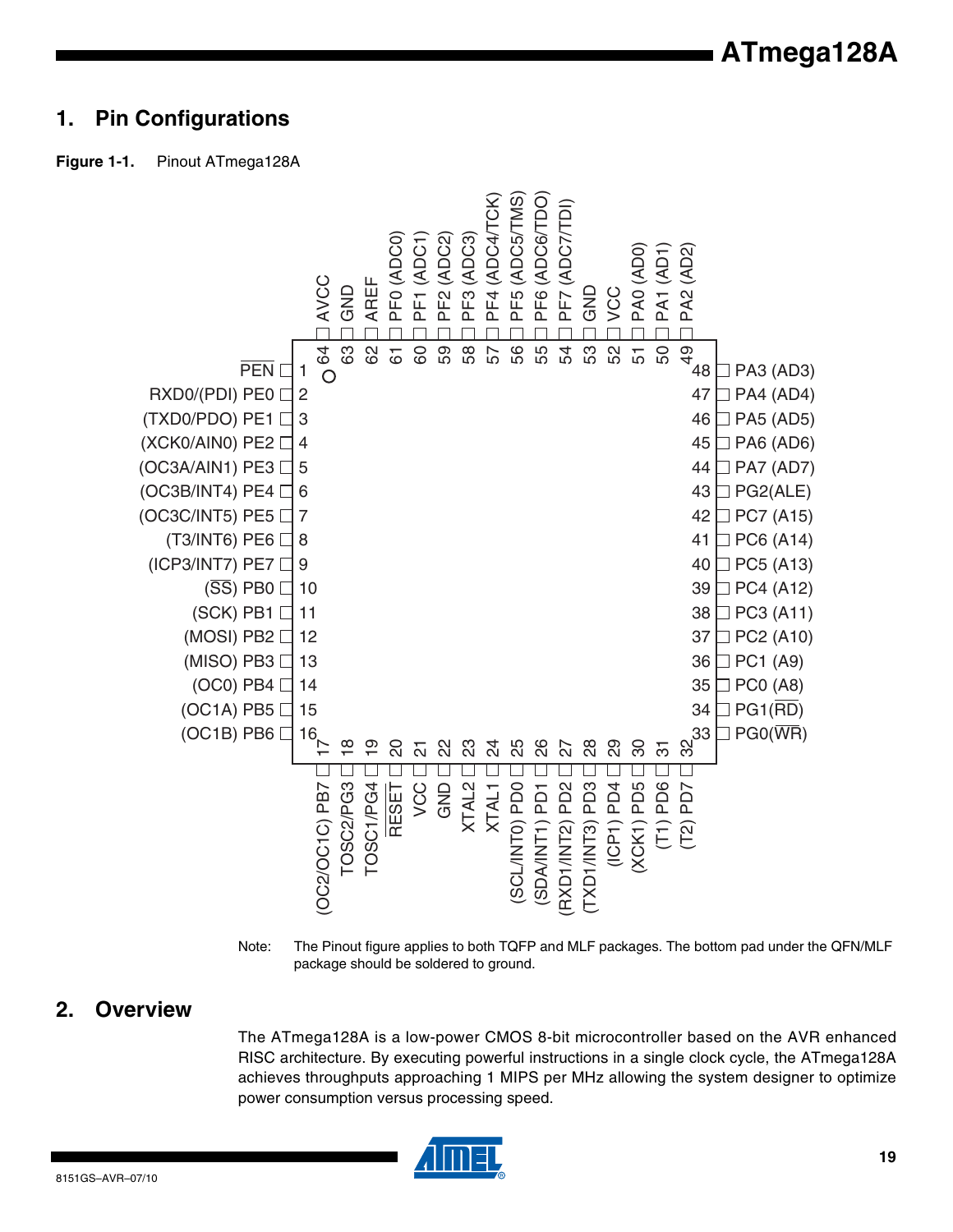# 1. Pin Configurations

**Figure 1-1.** Pinout ATmega128A

Note: The Pinout figure applies to both TQFP and MLF packages. The bottom pad under the QFN/MLF package should be soldered to ground.

# 2. Overview

The ATmega128A is a low-power CMOS 8-bit microcontroller based on the AVR enhanced RISC architecture. By executing powerful instructions in a single clock cycle, the ATmega128A achieves throughputs approaching 1 MIPS per MHz allowing the system designer to optimize power consumption versus processing speed.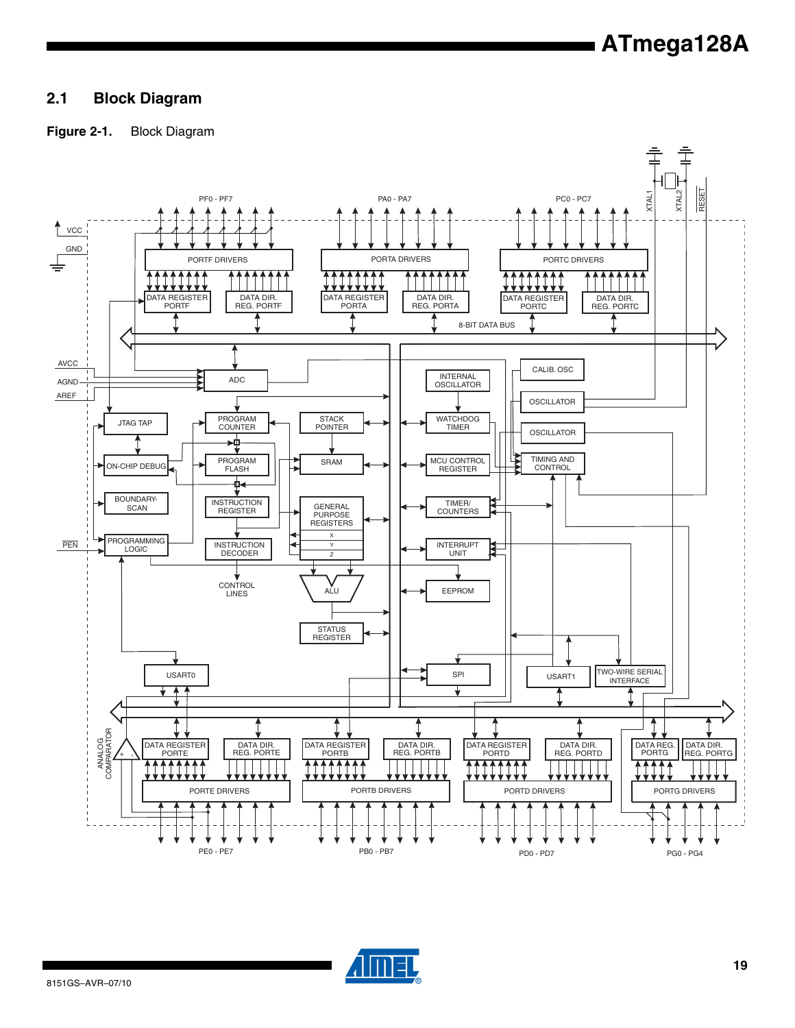## 2.1 Block Diagram

**Figure 2-1.** Block Diagram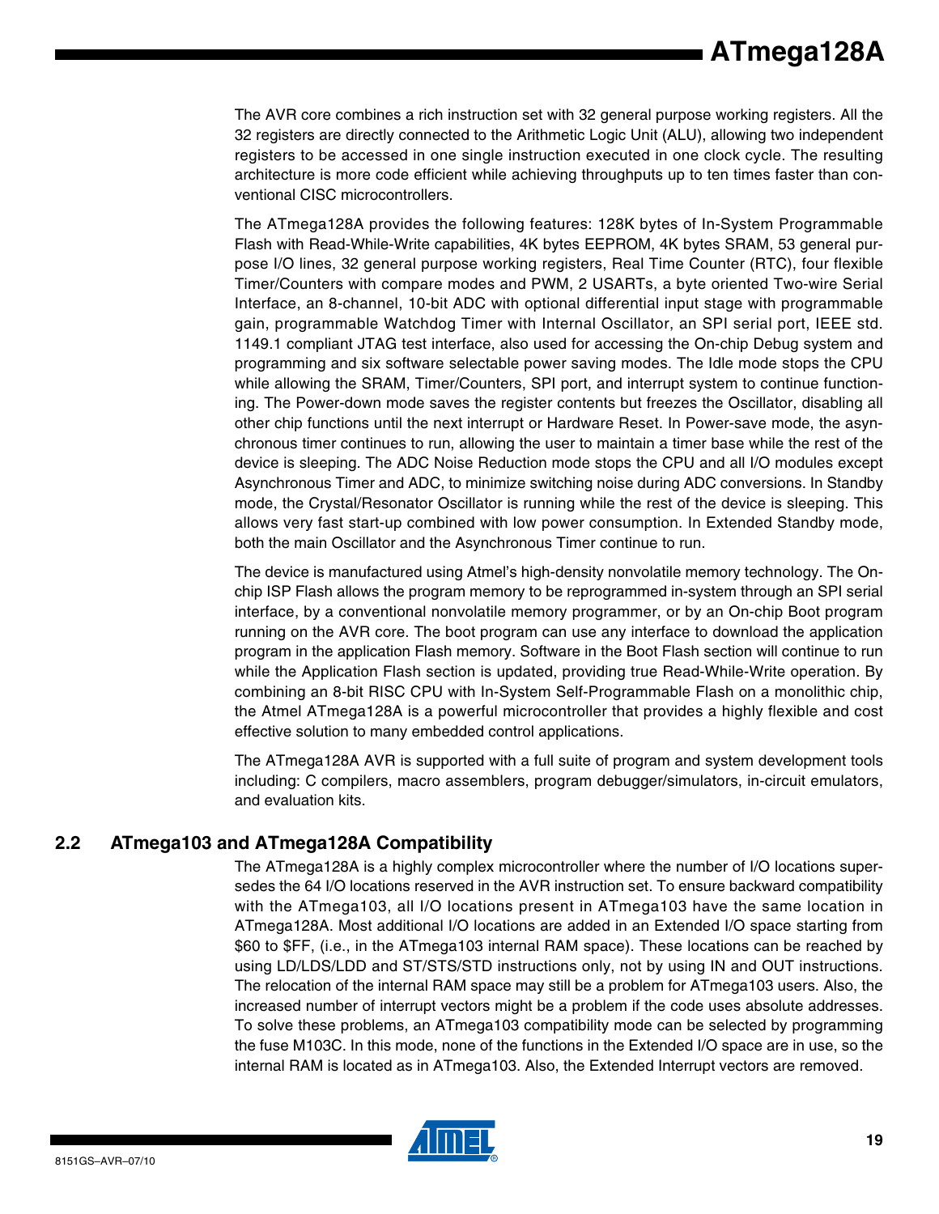The AVR core combines a rich instruction set with 32 general purpose working registers. All the 32 registers are directly connected to the Arithmetic Logic Unit (ALU), allowing two independent registers to be accessed in one single instruction executed in one clock cycle. The resulting architecture is more code efficient while achieving throughputs up to ten times faster than conventional CISC microcontrollers.

The ATmega128A provides the following features: 128K bytes of In-System Programmable Flash with Read-While-Write capabilities, 4K bytes EEPROM, 4K bytes SRAM, 53 general purpose I/O lines, 32 general purpose working registers, Real Time Counter (RTC), four flexible Timer/Counters with compare modes and PWM, 2 USARTs, a byte oriented Two-wire Serial Interface, an 8-channel, 10-bit ADC with optional differential input stage with programmable gain, programmable Watchdog Timer with Internal Oscillator, an SPI serial port, IEEE std. 1149.1 compliant JTAG test interface, also used for accessing the On-chip Debug system and programming and six software selectable power saving modes. The Idle mode stops the CPU while allowing the SRAM, Timer/Counters, SPI port, and interrupt system to continue functioning. The Power-down mode saves the register contents but freezes the Oscillator, disabling all other chip functions until the next interrupt or Hardware Reset. In Power-save mode, the asynchronous timer continues to run, allowing the user to maintain a timer base while the rest of the device is sleeping. The ADC Noise Reduction mode stops the CPU and all I/O modules except Asynchronous Timer and ADC, to minimize switching noise during ADC conversions. In Standby mode, the Crystal/Resonator Oscillator is running while the rest of the device is sleeping. This allows very fast start-up combined with low power consumption. In Extended Standby mode, both the main Oscillator and the Asynchronous Timer continue to run.

The device is manufactured using Atmel's high-density nonvolatile memory technology. The On-chip ISP Flash allows the program memory to be reprogrammed in-system through an SPI serial interface, by a conventional nonvolatile memory programmer, or by an On-chip Boot program running on the AVR core. The boot program can use any interface to download the application program in the application Flash memory. Software in the Boot Flash section will continue to run while the Application Flash section is updated, providing true Read-While-Write operation. By combining an 8-bit RISC CPU with In-System Self-Programmable Flash on a monolithic chip, the Atmel ATmega128A is a powerful microcontroller that provides a highly flexible and cost effective solution to many embedded control applications.

The ATmega128A AVR is supported with a full suite of program and system development tools including: C compilers, macro assemblers, program debugger/simulators, in-circuit emulators, and evaluation kits.

## 2.2 ATmega103 and ATmega128A Compatibility

The ATmega128A is a highly complex microcontroller where the number of I/O locations supersedes the 64 I/O locations reserved in the AVR instruction set. To ensure backward compatibility with the ATmega103, all I/O locations present in ATmega103 have the same location in ATmega128A. Most additional I/O locations are added in an Extended I/O space starting from $60 to $FF, (i.e., in the ATmega103 internal RAM space). These locations can be reached by using LD/LDS/LDD and ST/STS/STD instructions only, not by using IN and OUT instructions. The relocation of the internal RAM space may still be a problem for ATmega103 users. Also, the increased number of interrupt vectors might be a problem if the code uses absolute addresses. To solve these problems, an ATmega103 compatibility mode can be selected by programming the fuse M103C. In this mode, none of the functions in the Extended I/O space are in use, so the internal RAM is located as in ATmega103. Also, the Extended Interrupt vectors are removed.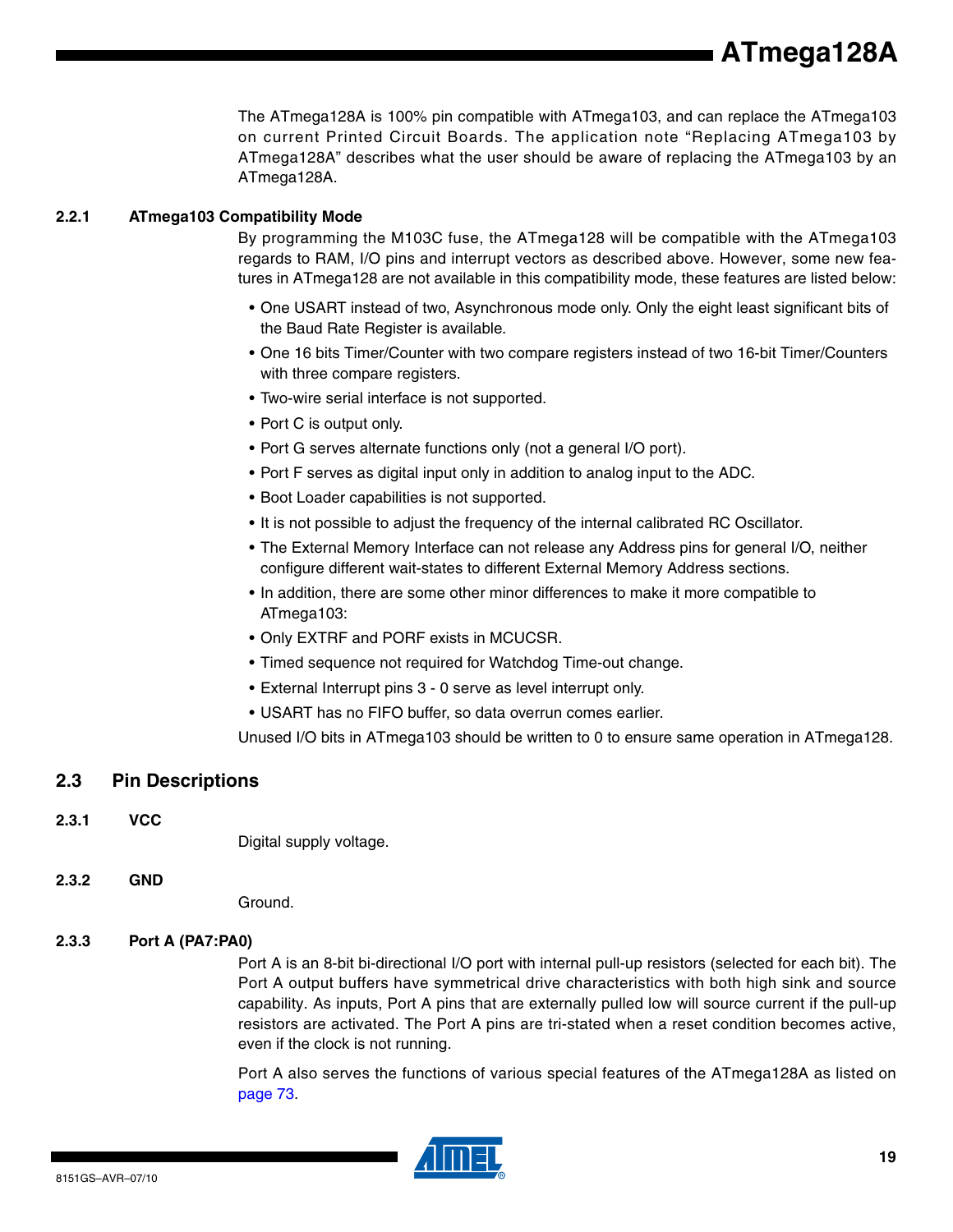The ATmega128A is 100% pin compatible with ATmega103, and can replace the ATmega103 on current Printed Circuit Boards. The application note "Replacing ATmega103 by ATmega128A" describes what the user should be aware of replacing the ATmega103 by an ATmega128A.

### 2.2.1 ATmega103 Compatibility Mode

By programming the M103C fuse, the ATmega128 will be compatible with the ATmega103 regards to RAM, I/O pins and interrupt vectors as described above. However, some new features in ATmega128 are not available in this compatibility mode, these features are listed below:

- One USART instead of two, Asynchronous mode only. Only the eight least significant bits of the Baud Rate Register is available.
- One 16 bits Timer/Counter with two compare registers instead of two 16-bit Timer/Counters with three compare registers.
- Two-wire serial interface is not supported.
- Port C is output only.
- Port G serves alternate functions only (not a general I/O port).
- Port F serves as digital input only in addition to analog input to the ADC.
- Boot Loader capabilities is not supported.
- It is not possible to adjust the frequency of the internal calibrated RC Oscillator.
- The External Memory Interface can not release any Address pins for general I/O, neither configure different wait-states to different External Memory Address sections.
- In addition, there are some other minor differences to make it more compatible to ATmega103:
- Only EXTRF and PORF exists in MCUCSR.
- Timed sequence not required for Watchdog Time-out change.
- External Interrupt pins 3 - 0 serve as level interrupt only.
- USART has no FIFO buffer, so data overrun comes earlier.

Unused I/O bits in ATmega103 should be written to 0 to ensure same operation in ATmega128.

## 2.3 Pin Descriptions

### 2.3.1 VCC

Digital supply voltage.

### 2.3.2 GND

Ground.

### 2.3.3 Port A (PA7:PA0)

Port A is an 8-bit bi-directional I/O port with internal pull-up resistors (selected for each bit). The Port A output buffers have symmetrical drive characteristics with both high sink and source capability. As inputs, Port A pins that are externally pulled low will source current if the pull-up resistors are activated. The Port A pins are tri-stated when a reset condition becomes active, even if the clock is not running.

Port A also serves the functions of various special features of the ATmega128A as listed on page 73.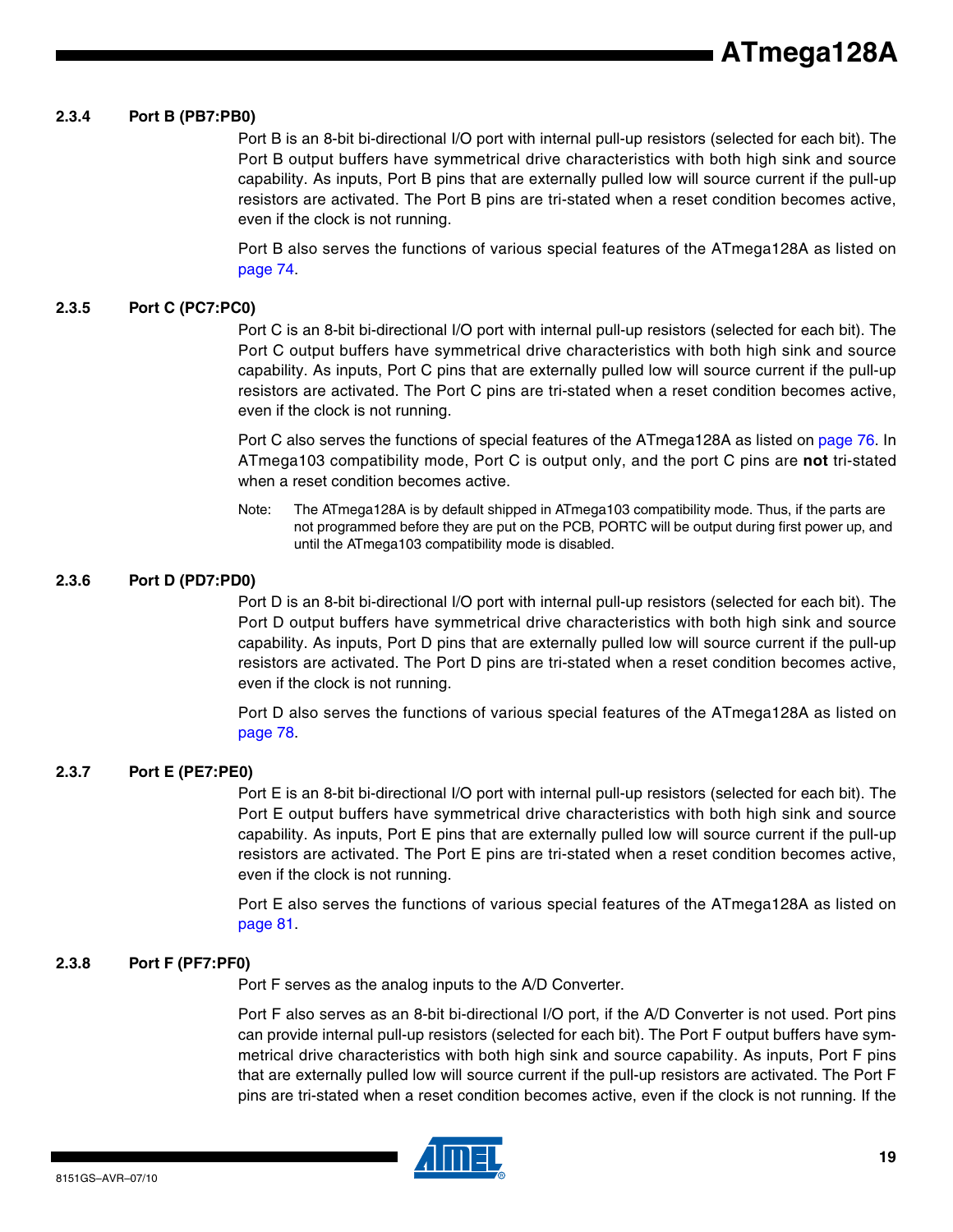### 2.3.4 Port B (PB7:PB0)

Port B is an 8-bit bi-directional I/O port with internal pull-up resistors (selected for each bit). The Port B output buffers have symmetrical drive characteristics with both high sink and source capability. As inputs, Port B pins that are externally pulled low will source current if the pull-up resistors are activated. The Port B pins are tri-stated when a reset condition becomes active, even if the clock is not running.

Port B also serves the functions of various special features of the ATmega128A as listed on page 74.

### 2.3.5 Port C (PC7:PC0)

Port C is an 8-bit bi-directional I/O port with internal pull-up resistors (selected for each bit). The Port C output buffers have symmetrical drive characteristics with both high sink and source capability. As inputs, Port C pins that are externally pulled low will source current if the pull-up resistors are activated. The Port C pins are tri-stated when a reset condition becomes active, even if the clock is not running.

Port C also serves the functions of special features of the ATmega128A as listed on page 76. In ATmega103 compatibility mode, Port C is output only, and the port C pins are **not** tri-stated when a reset condition becomes active.

Note: The ATmega128A is by default shipped in ATmega103 compatibility mode. Thus, if the parts are not programmed before they are put on the PCB, PORTC will be output during first power up, and until the ATmega103 compatibility mode is disabled.

### 2.3.6 Port D (PD7:PD0)

Port D is an 8-bit bi-directional I/O port with internal pull-up resistors (selected for each bit). The Port D output buffers have symmetrical drive characteristics with both high sink and source capability. As inputs, Port D pins that are externally pulled low will source current if the pull-up resistors are activated. The Port D pins are tri-stated when a reset condition becomes active, even if the clock is not running.

Port D also serves the functions of various special features of the ATmega128A as listed on page 78.

### 2.3.7 Port E (PE7:PE0)

Port E is an 8-bit bi-directional I/O port with internal pull-up resistors (selected for each bit). The Port E output buffers have symmetrical drive characteristics with both high sink and source capability. As inputs, Port E pins that are externally pulled low will source current if the pull-up resistors are activated. The Port E pins are tri-stated when a reset condition becomes active, even if the clock is not running.

Port E also serves the functions of various special features of the ATmega128A as listed on page 81.

### 2.3.8 Port F (PF7:PF0)

Port F serves as the analog inputs to the A/D Converter.

Port F also serves as an 8-bit bi-directional I/O port, if the A/D Converter is not used. Port pins can provide internal pull-up resistors (selected for each bit). The Port F output buffers have symmetrical drive characteristics with both high sink and source capability. As inputs, Port F pins that are externally pulled low will source current if the pull-up resistors are activated. The Port F pins are tri-stated when a reset condition becomes active, even if the clock is not running. If the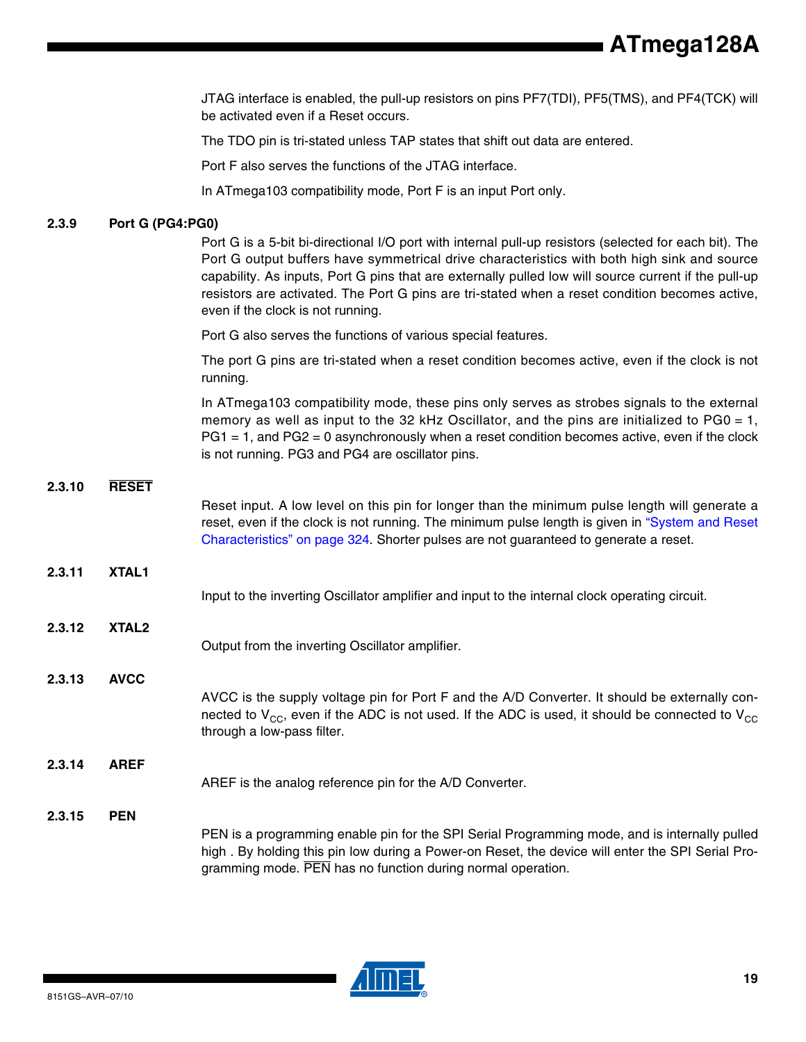JTAG interface is enabled, the pull-up resistors on pins PF7(TDI), PF5(TMS), and PF4(TCK) will be activated even if a Reset occurs.

The TDO pin is tri-stated unless TAP states that shift out data are entered.

Port F also serves the functions of the JTAG interface.

In ATmega103 compatibility mode, Port F is an input Port only.

### 2.3.9 Port G (PG4:PG0)

Port G is a 5-bit bi-directional I/O port with internal pull-up resistors (selected for each bit). The Port G output buffers have symmetrical drive characteristics with both high sink and source capability. As inputs, Port G pins that are externally pulled low will source current if the pull-up resistors are activated. The Port G pins are tri-stated when a reset condition becomes active, even if the clock is not running.

Port G also serves the functions of various special features.

The port G pins are tri-stated when a reset condition becomes active, even if the clock is not running.

In ATmega103 compatibility mode, these pins only serves as strobes signals to the external memory as well as input to the 32 kHz Oscillator, and the pins are initialized to PG0 = 1, PG1 = 1, and PG2 = 0 asynchronously when a reset condition becomes active, even if the clock is not running. PG3 and PG4 are oscillator pins.

### 2.3.10 $\overline{\text{RESET}}$

Reset input. A low level on this pin for longer than the minimum pulse length will generate a reset, even if the clock is not running. The minimum pulse length is given in "System and Reset Characteristics" on page 324. Shorter pulses are not guaranteed to generate a reset.

### 2.3.11 XTAL1

Input to the inverting Oscillator amplifier and input to the internal clock operating circuit.

### 2.3.12 XTAL2

Output from the inverting Oscillator amplifier.

### 2.3.13 AVCC

AVCC is the supply voltage pin for Port F and the A/D Converter. It should be externally connected to $V_{CC}$, even if the ADC is not used. If the ADC is used, it should be connected to $V_{CC}$ through a low-pass filter.

### 2.3.14 AREF

AREF is the analog reference pin for the A/D Converter.

### 2.3.15 PEN

PEN is a programming enable pin for the SPI Serial Programming mode, and is internally pulled high . By holding this pin low during a Power-on Reset, the device will enter the SPI Serial Programming mode. $\overline{\text{PEN}}$ has no function during normal operation.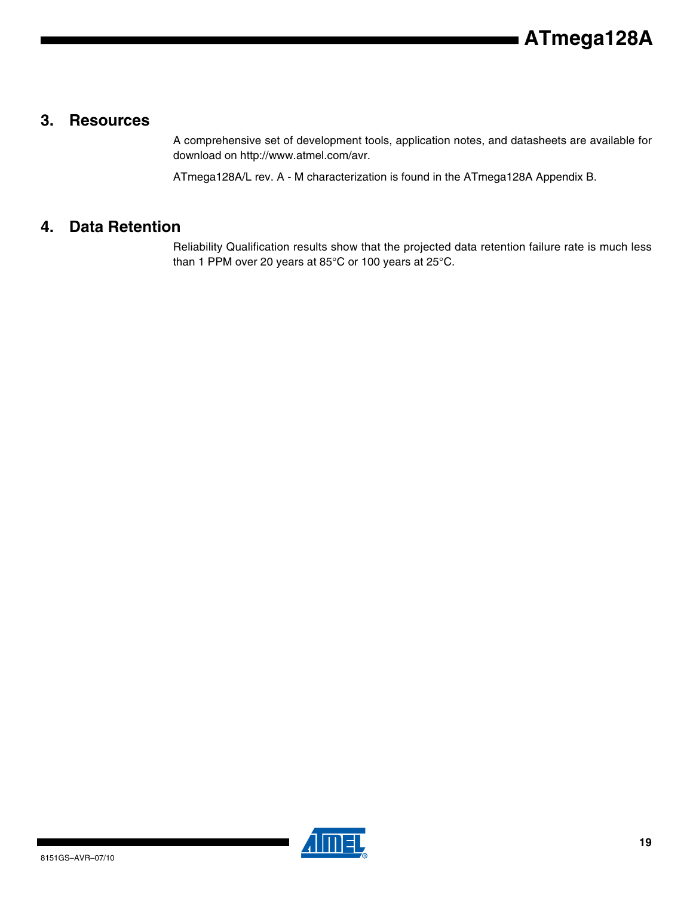## 3. Resources

A comprehensive set of development tools, application notes, and datasheets are available for download on http://www.atmel.com/avr.

ATmega128A/L rev. A - M characterization is found in the ATmega128A Appendix B.

## 4. Data Retention

Reliability Qualification results show that the projected data retention failure rate is much less than 1 PPM over 20 years at 85°C or 100 years at 25°C.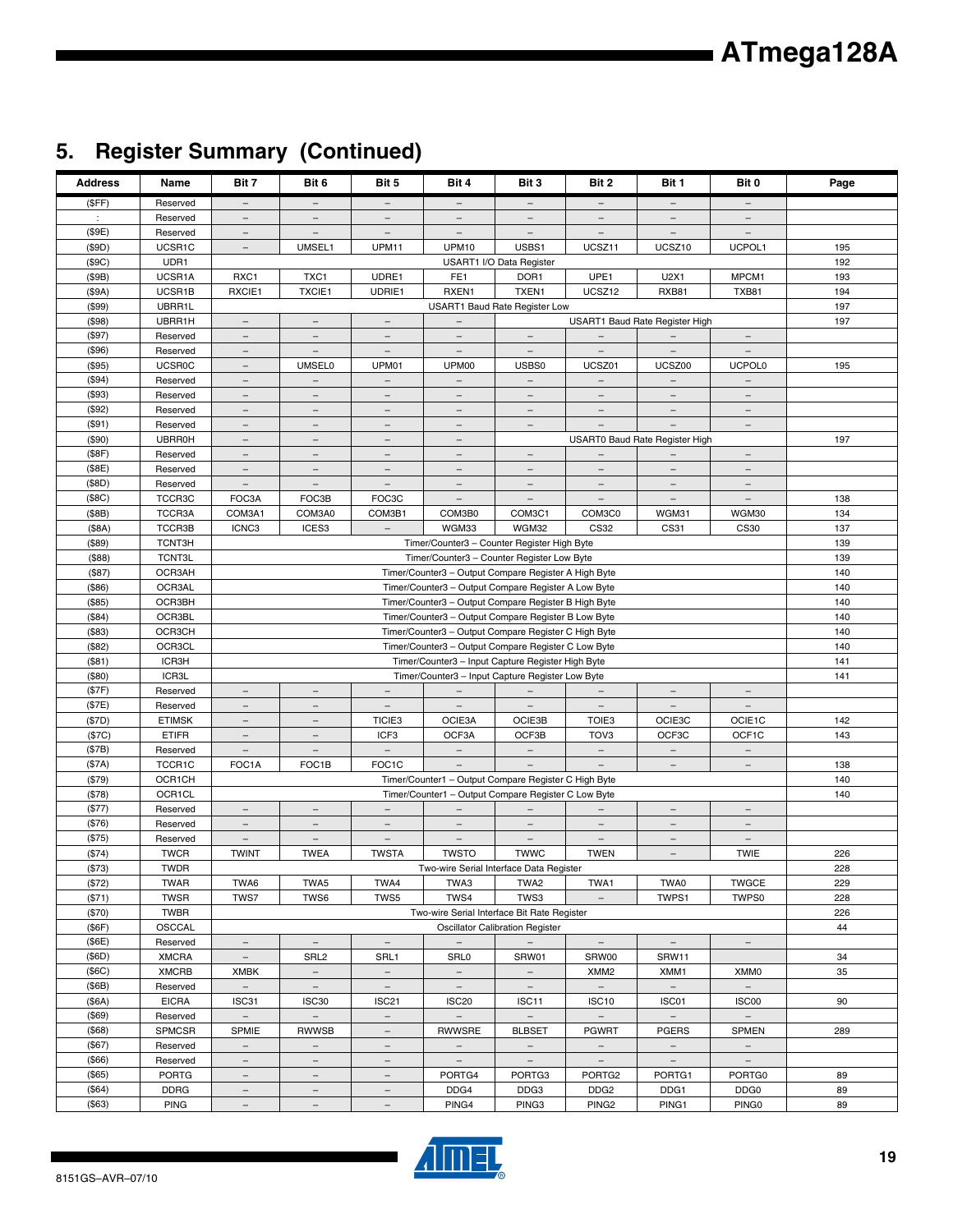## 5. Register Summary (Continued)

| Address | Name | Bit 7 | Bit 6 | Bit 5 | Bit 4 | Bit 3 | Bit 2 | Bit 1 | Bit 0 | Page |
|---|---|---|---|---|---|---|---|---|---|---|
| ($FF) | Reserved | – | – | – | – | – | – | – | – | |
| : | Reserved | – | – | – | – | – | – | – | – | |
| ($9E) | Reserved | – | – | – | – | – | – | – | – | |
| ($9D) | UCSR1C | – | UMSEL1 | UPM11 | UPM10 | USBS1 | UCSZ11 | UCSZ10 | UCPOL1 | 195 |
| ($9C) | UDR1 | USART1 I/O Data Register | | | | | | | | 192 |
| ($9B) | UCSR1A | RXC1 | TXC1 | UDRE1 | FE1 | DOR1 | UPE1 | U2X1 | MPCM1 | 193 |
| ($9A) | UCSR1B | RXCIE1 | TXCIE1 | UDRIE1 | RXEN1 | TXEN1 | UCSZ12 | RXB81 | TXB81 | 194 |
| ($99) | UBRR1L | USART1 Baud Rate Register Low | | | | | | | | 197 |
| ($98) | UBRR1H | – | – | – | – | USART1 Baud Rate Register High | | | | 197 |
| ($97) | Reserved | – | – | – | – | – | – | – | – | |
| ($96) | Reserved | – | – | – | – | – | – | – | – | |
| ($95) | UCSR0C | – | UMSEL0 | UPM01 | UPM00 | USBS0 | UCSZ01 | UCSZ00 | UCPOL0 | 195 |
| ($94) | Reserved | – | – | – | – | – | – | – | – | |
| ($93) | Reserved | – | – | – | – | – | – | – | – | |
| ($92) | Reserved | – | – | – | – | – | – | – | – | |
| ($91) | Reserved | – | – | – | – | – | – | – | – | |
| ($90) | UBRR0H | – | – | – | – | USART0 Baud Rate Register High | | | | 197 |
| ($8F) | Reserved | – | – | – | – | – | – | – | – | |
| ($8E) | Reserved | – | – | – | – | – | – | – | – | |
| ($8D) | Reserved | – | – | – | – | – | – | – | – | |
| ($8C) | TCCR3C | FOC3A | FOC3B | FOC3C | – | – | – | – | – | 138 |
| ($8B) | TCCR3A | COM3A1 | COM3A0 | COM3B1 | COM3B0 | COM3C1 | COM3C0 | WGM31 | WGM30 | 134 |
| ($8A) | TCCR3B | ICNC3 | ICES3 | – | WGM33 | WGM32 | CS32 | CS31 | CS30 | 137 |
| ($89) | TCNT3H | Timer/Counter3 – Counter Register High Byte | | | | | | | | 139 |
| ($88) | TCNT3L | Timer/Counter3 – Counter Register Low Byte | | | | | | | | 139 |
| ($87) | OCR3AH | Timer/Counter3 – Output Compare Register A High Byte | | | | | | | | 140 |
| ($86) | OCR3AL | Timer/Counter3 – Output Compare Register A Low Byte | | | | | | | | 140 |
| ($85) | OCR3BH | Timer/Counter3 – Output Compare Register B High Byte | | | | | | | | 140 |
| ($84) | OCR3BL | Timer/Counter3 – Output Compare Register B Low Byte | | | | | | | | 140 |
| ($83) | OCR3CH | Timer/Counter3 – Output Compare Register C High Byte | | | | | | | | 140 |
| ($82) | OCR3CL | Timer/Counter3 – Output Compare Register C Low Byte | | | | | | | | 140 |
| ($81) | ICR3H | Timer/Counter3 – Input Capture Register High Byte | | | | | | | | 141 |
| ($80) | ICR3L | Timer/Counter3 – Input Capture Register Low Byte | | | | | | | | 141 |
| ($7F) | Reserved | – | – | – | – | – | – | – | – | |
| ($7E) | Reserved | – | – | – | – | – | – | – | – | |
| ($7D) | ETIMSK | – | – | TICIE3 | OCIE3A | OCIE3B | TOIE3 | OCIE3C | OCIE1C | 142 |
| ($7C) | ETIFR | – | – | ICF3 | OCF3A | OCF3B | TOV3 | OCF3C | OCF1C | 143 |
| ($7B) | Reserved | – | – | – | – | – | – | – | – | |
| ($7A) | TCCR1C | FOC1A | FOC1B | FOC1C | – | – | – | – | – | 138 |
| ($79) | OCR1CH | Timer/Counter1 – Output Compare Register C High Byte | | | | | | | | 140 |
| ($78) | OCR1CL | Timer/Counter1 – Output Compare Register C Low Byte | | | | | | | | 140 |
| ($77) | Reserved | – | – | – | – | – | – | – | – | |
| ($76) | Reserved | – | – | – | – | – | – | – | – | |
| ($75) | Reserved | – | – | – | – | – | – | – | – | |
| ($74) | TWCR | TWINT | TWEA | TWSTA | TWSTO | TWWC | TWEN | – | TWIE | 226 |
| ($73) | TWDR | Two-wire Serial Interface Data Register | | | | | | | | 228 |
| ($72) | TWAR | TWA6 | TWA5 | TWA4 | TWA3 | TWA2 | TWA1 | TWA0 | TWGCE | 229 |
| ($71) | TWSR | TWS7 | TWS6 | TWS5 | TWS4 | TWS3 | – | TWPS1 | TWPS0 | 228 |
| ($70) | TWBR | Two-wire Serial Interface Bit Rate Register | | | | | | | | 226 |
| ($6F) | OSCCAL | Oscillator Calibration Register | | | | | | | | 44 |
| ($6E) | Reserved | – | – | – | – | – | – | – | – | |
| ($6D) | XMCRA | – | SRL2 | SRL1 | SRL0 | SRW01 | SRW00 | SRW11 | | 34 |
| ($6C) | XMCRB | XMBK | – | – | – | – | XMM2 | XMM1 | XMM0 | 35 |
| ($6B) | Reserved | – | – | – | – | – | – | – | – | |
| ($6A) | EICRA | ISC31 | ISC30 | ISC21 | ISC20 | ISC11 | ISC10 | ISC01 | ISC00 | 90 |
| ($69) | Reserved | – | – | – | – | – | – | – | – | |
| ($68) | SPMCSR | SPMIE | RWWSB | – | RWWSRE | BLBSET | PGWRT | PGERS | SPMEN | 289 |
| ($67) | Reserved | – | – | – | – | – | – | – | – | |
| ($66) | Reserved | – | – | – | – | – | – | – | – | |
| ($65) | PORTG | – | – | – | PORTG4 | PORTG3 | PORTG2 | PORTG1 | PORTG0 | 89 |
| ($64) | DDRG | – | – | – | DDG4 | DDG3 | DDG2 | DDG1 | DDG0 | 89 |
| ($63) | PING | – | – | – | PING4 | PING3 | PING2 | PING1 | PING0 | 89 |

8151GS–AVR–07/10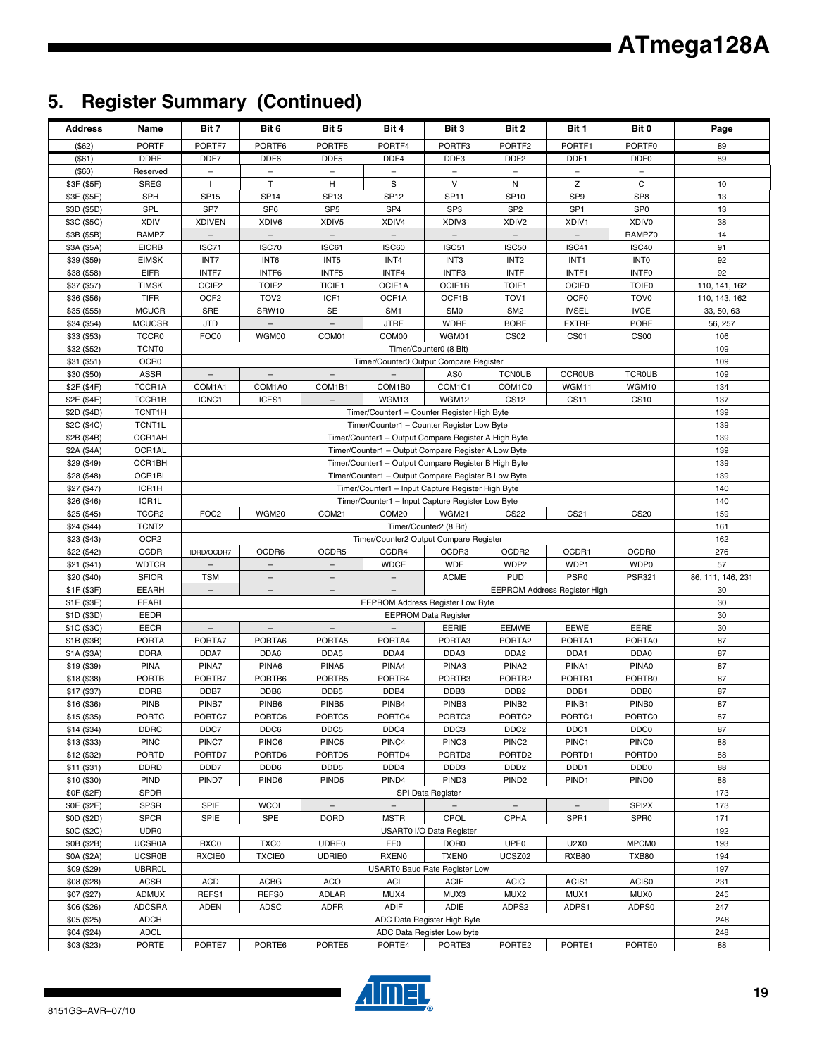## 5. Register Summary (Continued)

| Address | Name | Bit 7 | Bit 6 | Bit 5 | Bit 4 | Bit 3 | Bit 2 | Bit 1 | Bit 0 | Page |
|---|---|---|---|---|---|---|---|---|---|---|
| ($62) | PORTF | PORTF7 | PORTF6 | PORTF5 | PORTF4 | PORTF3 | PORTF2 | PORTF1 | PORTF0 | 89 |
| ($61) | DDRF | DDF7 | DDF6 | DDF5 | DDF4 | DDF3 | DDF2 | DDF1 | DDF0 | 89 |
| ($60) | Reserved | – | – | – | – | – | – | – | – | |
| $3F ($5F) | SREG | I | T | H | S | V | N | Z | C | 10 |
| $3E ($5E) | SPH | SP15 | SP14 | SP13 | SP12 | SP11 | SP10 | SP9 | SP8 | 13 |
| $3D ($5D) | SPL | SP7 | SP6 | SP5 | SP4 | SP3 | SP2 | SP1 | SP0 | 13 |
| $3C ($5C) | XDIV | XDIVEN | XDIV6 | XDIV5 | XDIV4 | XDIV3 | XDIV2 | XDIV1 | XDIV0 | 38 |
| $3B ($5B) | RAMPZ | – | – | – | – | – | – | – | RAMPZ0 | 14 |
| $3A ($5A) | EICRB | ISC71 | ISC70 | ISC61 | ISC60 | ISC51 | ISC50 | ISC41 | ISC40 | 91 |
| $39 ($59) | EIMSK | INT7 | INT6 | INT5 | INT4 | INT3 | INT2 | INT1 | INT0 | 92 |
| $38 ($58) | EIFR | INTF7 | INTF6 | INTF5 | INTF4 | INTF3 | INTF | INTF1 | INTF0 | 92 |
| $37 ($57) | TIMSK | OCIE2 | TOIE2 | TICIE1 | OCIE1A | OCIE1B | TOIE1 | OCIE0 | TOIE0 | 110, 141, 162 |
| $36 ($56) | TIFR | OCF2 | TOV2 | ICF1 | OCF1A | OCF1B | TOV1 | OCF0 | TOV0 | 110, 143, 162 |
| $35 ($55) | MCUCR | SRE | SRW10 | SE | SM1 | SM0 | SM2 | IVSEL | IVCE | 33, 50, 63 |
| $34 ($54) | MCUCSR | JTD | – | – | JTRF | WDRF | BORF | EXTRF | PORF | 56, 257 |
| $33 ($53) | TCCR0 | FOC0 | WGM00 | COM01 | COM00 | WGM01 | CS02 | CS01 | CS00 | 106 |
| $32 ($52) | TCNT0 | Timer/Counter0 (8 Bit) | | | | | | | | 109 |
| $31 ($51) | OCR0 | Timer/Counter0 Output Compare Register | | | | | | | | 109 |
| $30 ($50) | ASSR | – | – | – | – | AS0 | TCN0UB | OCR0UB | TCR0UB | 109 |
| $2F ($4F) | TCCR1A | COM1A1 | COM1A0 | COM1B1 | COM1B0 | COM1C1 | COM1C0 | WGM11 | WGM10 | 134 |
| $2E ($4E) | TCCR1B | ICNC1 | ICES1 | – | WGM13 | WGM12 | CS12 | CS11 | CS10 | 137 |
| $2D ($4D) | TCNT1H | Timer/Counter1 – Counter Register High Byte | | | | | | | | 139 |
| $2C ($4C) | TCNT1L | Timer/Counter1 – Counter Register Low Byte | | | | | | | | 139 |
| $2B ($4B) | OCR1AH | Timer/Counter1 – Output Compare Register A High Byte | | | | | | | | 139 |
| $2A ($4A) | OCR1AL | Timer/Counter1 – Output Compare Register A Low Byte | | | | | | | | 139 |
| $29 ($49) | OCR1BH | Timer/Counter1 – Output Compare Register B High Byte | | | | | | | | 139 |
| $28 ($48) | OCR1BL | Timer/Counter1 – Output Compare Register B Low Byte | | | | | | | | 139 |
| $27 ($47) | ICR1H | Timer/Counter1 – Input Capture Register High Byte | | | | | | | | 140 |
| $26 ($46) | ICR1L | Timer/Counter1 – Input Capture Register Low Byte | | | | | | | | 140 |
| $25 ($45) | TCCR2 | FOC2 | WGM20 | COM21 | COM20 | WGM21 | CS22 | CS21 | CS20 | 159 |
| $24 ($44) | TCNT2 | Timer/Counter2 (8 Bit) | | | | | | | | 161 |
| $23 ($43) | OCR2 | Timer/Counter2 Output Compare Register | | | | | | | | 162 |
| $22 ($42) | OCDR | IDRD/OCDR7 | OCDR6 | OCDR5 | OCDR4 | OCDR3 | OCDR2 | OCDR1 | OCDR0 | 276 |
| $21 ($41) | WDTCR | – | – | – | WDCE | WDE | WDP2 | WDP1 | WDP0 | 57 |
| $20 ($40) | SFIOR | TSM | – | – | – | ACME | PUD | PSR0 | PSR321 | 86, 111, 146, 231 |
| $1F ($3F) | EEARH | – | – | – | – | EEPROM Address Register High | | | | 30 |
| $1E ($3E) | EEARL | EEPROM Address Register Low Byte | | | | | | | | 30 |
| $1D ($3D) | EEDR | EEPROM Data Register | | | | | | | | 30 |
| $1C ($3C) | EECR | – | – | – | – | EERIE | EEMWE | EEWE | EERE | 30 |
| $1B ($3B) | PORTA | PORTA7 | PORTA6 | PORTA5 | PORTA4 | PORTA3 | PORTA2 | PORTA1 | PORTA0 | 87 |
| $1A ($3A) | DDRA | DDA7 | DDA6 | DDA5 | DDA4 | DDA3 | DDA2 | DDA1 | DDA0 | 87 |
| $19 ($39) | PINA | PINA7 | PINA6 | PINA5 | PINA4 | PINA3 | PINA2 | PINA1 | PINA0 | 87 |
| $18 ($38) | PORTB | PORTB7 | PORTB6 | PORTB5 | PORTB4 | PORTB3 | PORTB2 | PORTB1 | PORTB0 | 87 |
| $17 ($37) | DDRB | DDB7 | DDB6 | DDB5 | DDB4 | DDB3 | DDB2 | DDB1 | DDB0 | 87 |
| $16 ($36) | PINB | PINB7 | PINB6 | PINB5 | PINB4 | PINB3 | PINB2 | PINB1 | PINB0 | 87 |
| $15 ($35) | PORTC | PORTC7 | PORTC6 | PORTC5 | PORTC4 | PORTC3 | PORTC2 | PORTC1 | PORTC0 | 87 |
| $14 ($34) | DDRC | DDC7 | DDC6 | DDC5 | DDC4 | DDC3 | DDC2 | DDC1 | DDC0 | 87 |
| $13 ($33) | PINC | PINC7 | PINC6 | PINC5 | PINC4 | PINC3 | PINC2 | PINC1 | PINC0 | 88 |
| $12 ($32) | PORTD | PORTD7 | PORTD6 | PORTD5 | PORTD4 | PORTD3 | PORTD2 | PORTD1 | PORTD0 | 88 |
| $11 ($31) | DDRD | DDD7 | DDD6 | DDD5 | DDD4 | DDD3 | DDD2 | DDD1 | DDD0 | 88 |
| $10 ($30) | PIND | PIND7 | PIND6 | PIND5 | PIND4 | PIND3 | PIND2 | PIND1 | PIND0 | 88 |
| $0F ($2F) | SPDR | SPI Data Register | | | | | | | | 173 |
| $0E ($2E) | SPSR | SPIF | WCOL | – | – | – | – | – | SPI2X | 173 |
| $0D ($2D) | SPCR | SPIE | SPE | DORD | MSTR | CPOL | CPHA | SPR1 | SPR0 | 171 |
| $0C ($2C) | UDR0 | USART0 I/O Data Register | | | | | | | | 192 |
| $0B ($2B) | UCSR0A | RXC0 | TXC0 | UDRE0 | FE0 | DOR0 | UPE0 | U2X0 | MPCM0 | 193 |
| $0A ($2A) | UCSR0B | RXCIE0 | TXCIE0 | UDRIE0 | RXEN0 | TXEN0 | UCSZ02 | RXB80 | TXB80 | 194 |
| $09 ($29) | UBRR0L | USART0 Baud Rate Register Low | | | | | | | | 197 |
| $08 ($28) | ACSR | ACD | ACBG | ACO | ACI | ACIE | ACIC | ACIS1 | ACIS0 | 231 |
| $07 ($27) | ADMUX | REFS1 | REFS0 | ADLAR | MUX4 | MUX3 | MUX2 | MUX1 | MUX0 | 245 |
| $06 ($26) | ADCSRA | ADEN | ADSC | ADFR | ADIF | ADIE | ADPS2 | ADPS1 | ADPS0 | 247 |
| $05 ($25) | ADCH | ADC Data Register High Byte | | | | | | | | 248 |
| $04 ($24) | ADCL | ADC Data Register Low byte | | | | | | | | 248 |
| $03 ($23) | PORTE | PORTE7 | PORTE6 | PORTE5 | PORTE4 | PORTE3 | PORTE2 | PORTE1 | PORTE0 | 88 |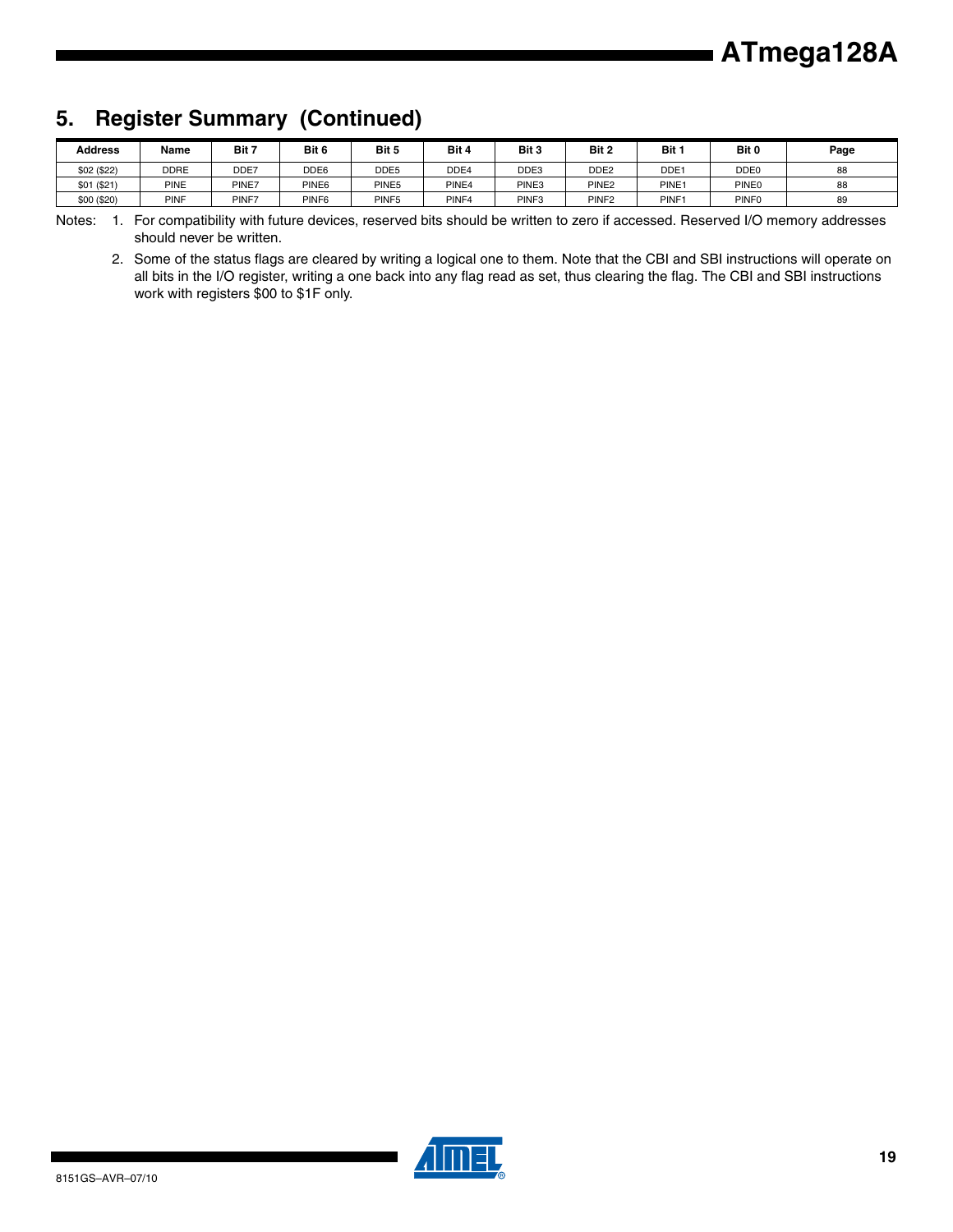## 5. Register Summary (Continued)

| Address | Name | Bit 7 | Bit 6 | Bit 5 | Bit 4 | Bit 3 | Bit 2 | Bit 1 | Bit 0 | Page |
|---|---|---|---|---|---|---|---|---|---|---|
| $02 ($22) | DDRE | DDE7 | DDE6 | DDE5 | DDE4 | DDE3 | DDE2 | DDE1 | DDE0 | 88 |
| $01 ($21) | PINE | PINE7 | PINE6 | PINE5 | PINE4 | PINE3 | PINE2 | PINE1 | PINE0 | 88 |
| $00 ($20) | PINF | PINF7 | PINF6 | PINF5 | PINF4 | PINF3 | PINF2 | PINF1 | PINF0 | 89 |

Notes: 1. For compatibility with future devices, reserved bits should be written to zero if accessed. Reserved I/O memory addresses should never be written.

2. Some of the status flags are cleared by writing a logical one to them. Note that the CBI and SBI instructions will operate on all bits in the I/O register, writing a one back into any flag read as set, thus clearing the flag. The CBI and SBI instructions work with registers $00 to $1F only.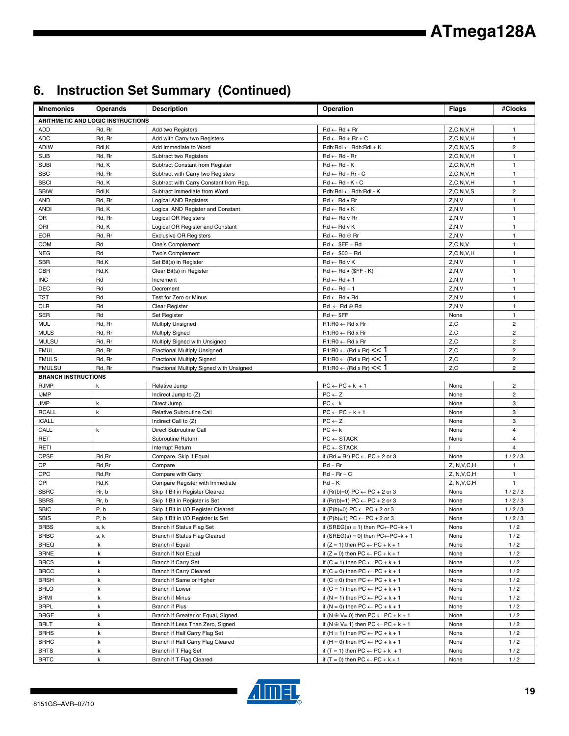## 6. Instruction Set Summary (Continued)

| Mnemonics | Operands | Description | Operation | Flags | #Clocks |
|---|---|---|---|---|---|
| **ARITHMETIC AND LOGIC INSTRUCTIONS** | | | | | |
| ADD | Rd, Rr | Add two Registers | Rd ← Rd + Rr | Z,C,N,V,H | 1 |
| ADC | Rd, Rr | Add with Carry two Registers | Rd ← Rd + Rr + C | Z,C,N,V,H | 1 |
| ADIW | Rdl,K | Add Immediate to Word | Rdh:Rdl ← Rdh:Rdl + K | Z,C,N,V,S | 2 |
| SUB | Rd, Rr | Subtract two Registers | Rd ← Rd - Rr | Z,C,N,V,H | 1 |
| SUBI | Rd, K | Subtract Constant from Register | Rd ← Rd - K | Z,C,N,V,H | 1 |
| SBC | Rd, Rr | Subtract with Carry two Registers | Rd ← Rd - Rr - C | Z,C,N,V,H | 1 |
| SBCI | Rd, K | Subtract with Carry Constant from Reg. | Rd ← Rd - K - C | Z,C,N,V,H | 1 |
| SBIW | Rdl,K | Subtract Immediate from Word | Rdh:Rdl ← Rdh:Rdl - K | Z,C,N,V,S | 2 |
| AND | Rd, Rr | Logical AND Registers | Rd ← Rd • Rr | Z,N,V | 1 |
| ANDI | Rd, K | Logical AND Register and Constant | Rd ← Rd • K | Z,N,V | 1 |
| OR | Rd, Rr | Logical OR Registers | Rd ← Rd v Rr | Z,N,V | 1 |
| ORI | Rd, K | Logical OR Register and Constant | Rd ← Rd v K | Z,N,V | 1 |
| EOR | Rd, Rr | Exclusive OR Registers | Rd ← Rd ⊕ Rr | Z,N,V | 1 |
| COM | Rd | One's Complement | Rd ← $FF − Rd | Z,C,N,V | 1 |
| NEG | Rd | Two's Complement | Rd ← $00 − Rd | Z,C,N,V,H | 1 |
| SBR | Rd,K | Set Bit(s) in Register | Rd ← Rd v K | Z,N,V | 1 |
| CBR | Rd,K | Clear Bit(s) in Register | Rd ← Rd • ($FF - K) | Z,N,V | 1 |
| INC | Rd | Increment | Rd ← Rd + 1 | Z,N,V | 1 |
| DEC | Rd | Decrement | Rd ← Rd − 1 | Z,N,V | 1 |
| TST | Rd | Test for Zero or Minus | Rd ← Rd • Rd | Z,N,V | 1 |
| CLR | Rd | Clear Register | Rd ← Rd ⊕ Rd | Z,N,V | 1 |
| SER | Rd | Set Register | Rd ← $FF | None | 1 |
| MUL | Rd, Rr | Multiply Unsigned | R1:R0 ← Rd x Rr | Z,C | 2 |
| MULS | Rd, Rr | Multiply Signed | R1:R0 ← Rd x Rr | Z,C | 2 |
| MULSU | Rd, Rr | Multiply Signed with Unsigned | R1:R0 ← Rd x Rr | Z,C | 2 |
| FMUL | Rd, Rr | Fractional Multiply Unsigned | R1:R0 ← (Rd x Rr) << 1 | Z,C | 2 |
| FMULS | Rd, Rr | Fractional Multiply Signed | R1:R0 ← (Rd x Rr) << 1 | Z,C | 2 |
| FMULSU | Rd, Rr | Fractional Multiply Signed with Unsigned | R1:R0 ← (Rd x Rr) << 1 | Z,C | 2 |
| **BRANCH INSTRUCTIONS** | | | | | |
| RJMP | k | Relative Jump | PC ← PC + k + 1 | None | 2 |
| IJMP | | Indirect Jump to (Z) | PC ← Z | None | 2 |
| JMP | k | Direct Jump | PC ← k | None | 3 |
| RCALL | k | Relative Subroutine Call | PC ← PC + k + 1 | None | 3 |
| ICALL | | Indirect Call to (Z) | PC ← Z | None | 3 |
| CALL | k | Direct Subroutine Call | PC ← k | None | 4 |
| RET | | Subroutine Return | PC ← STACK | None | 4 |
| RETI | | Interrupt Return | PC ← STACK | I | 4 |
| CPSE | Rd,Rr | Compare, Skip if Equal | if (Rd = Rr) PC ← PC + 2 or 3 | None | 1 / 2 / 3 |
| CP | Rd,Rr | Compare | Rd − Rr | Z, N,V,C,H | 1 |
| CPC | Rd,Rr | Compare with Carry | Rd − Rr − C | Z, N,V,C,H | 1 |
| CPI | Rd,K | Compare Register with Immediate | Rd − K | Z, N,V,C,H | 1 |
| SBRC | Rr, b | Skip if Bit in Register Cleared | if (Rr(b)=0) PC ← PC + 2 or 3 | None | 1 / 2 / 3 |
| SBRS | Rr, b | Skip if Bit in Register is Set | if (Rr(b)=1) PC ← PC + 2 or 3 | None | 1 / 2 / 3 |
| SBIC | P, b | Skip if Bit in I/O Register Cleared | if (P(b)=0) PC ← PC + 2 or 3 | None | 1 / 2 / 3 |
| SBIS | P, b | Skip if Bit in I/O Register is Set | if (P(b)=1) PC ← PC + 2 or 3 | None | 1 / 2 / 3 |
| BRBS | s, k | Branch if Status Flag Set | if (SREG(s) = 1) then PC←PC+k + 1 | None | 1 / 2 |
| BRBC | s, k | Branch if Status Flag Cleared | if (SREG(s) = 0) then PC←PC+k + 1 | None | 1 / 2 |
| BREQ | k | Branch if Equal | if (Z = 1) then PC ← PC + k + 1 | None | 1 / 2 |
| BRNE | k | Branch if Not Equal | if (Z = 0) then PC ← PC + k + 1 | None | 1 / 2 |
| BRCS | k | Branch if Carry Set | if (C = 1) then PC ← PC + k + 1 | None | 1 / 2 |
| BRCC | k | Branch if Carry Cleared | if (C = 0) then PC ← PC + k + 1 | None | 1 / 2 |
| BRSH | k | Branch if Same or Higher | if (C = 0) then PC ← PC + k + 1 | None | 1 / 2 |
| BRLO | k | Branch if Lower | if (C = 1) then PC ← PC + k + 1 | None | 1 / 2 |
| BRMI | k | Branch if Minus | if (N = 1) then PC ← PC + k + 1 | None | 1 / 2 |
| BRPL | k | Branch if Plus | if (N = 0) then PC ← PC + k + 1 | None | 1 / 2 |
| BRGE | k | Branch if Greater or Equal, Signed | if (N ⊕ V= 0) then PC ← PC + k + 1 | None | 1 / 2 |
| BRLT | k | Branch if Less Than Zero, Signed | if (N ⊕ V= 1) then PC ← PC + k + 1 | None | 1 / 2 |
| BRHS | k | Branch if Half Carry Flag Set | if (H = 1) then PC ← PC + k + 1 | None | 1 / 2 |
| BRHC | k | Branch if Half Carry Flag Cleared | if (H = 0) then PC ← PC + k + 1 | None | 1 / 2 |
| BRTS | k | Branch if T Flag Set | if (T = 1) then PC ← PC + k + 1 | None | 1 / 2 |
| BRTC | k | Branch if T Flag Cleared | if (T = 0) then PC ← PC + k + 1 | None | 1 / 2 |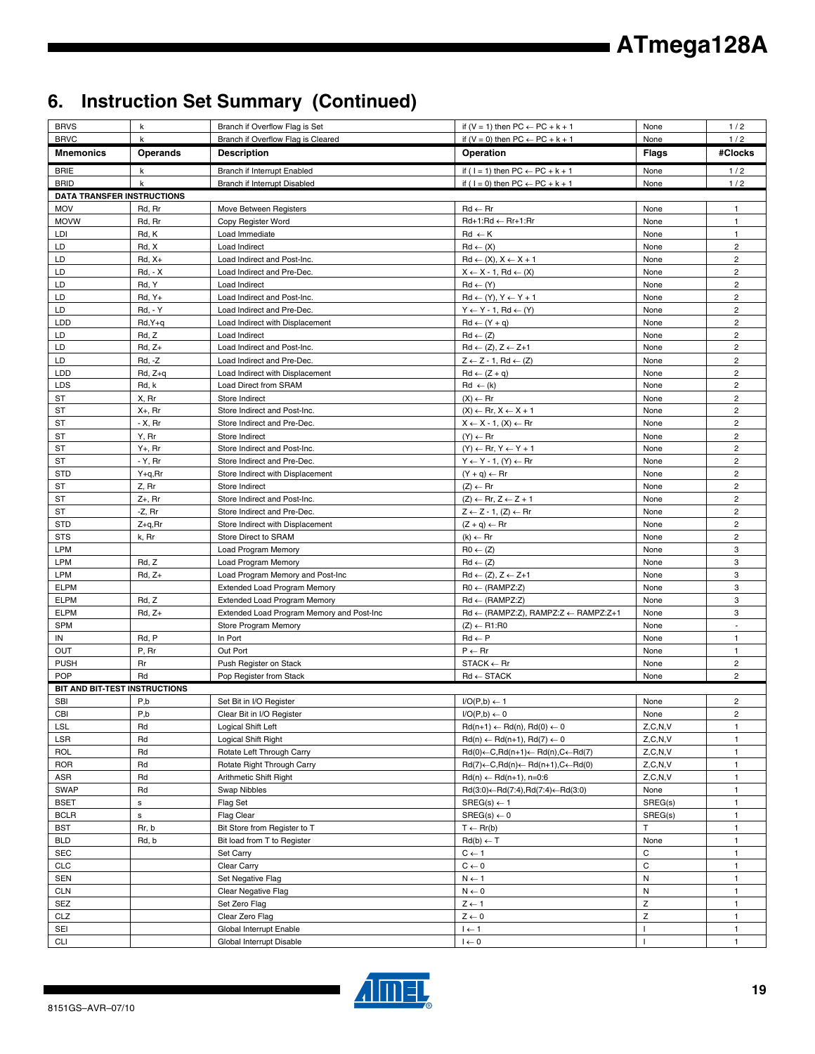# 6. Instruction Set Summary (Continued)

| Mnemonics | Operands | Description | Operation | Flags | #Clocks |
|---|---|---|---|---|---|
| BRVS | k | Branch if Overflow Flag is Set | if (V = 1) then PC ← PC + k + 1 | None | 1 / 2 |
| BRVC | k | Branch if Overflow Flag is Cleared | if (V = 0) then PC ← PC + k + 1 | None | 1 / 2 |
| BRIE | k | Branch if Interrupt Enabled | if ( I = 1) then PC ← PC + k + 1 | None | 1 / 2 |
| BRID | k | Branch if Interrupt Disabled | if ( I = 0) then PC ← PC + k + 1 | None | 1 / 2 |
| **DATA TRANSFER INSTRUCTIONS** | | | | | |
| MOV | Rd, Rr | Move Between Registers | Rd ← Rr | None | 1 |
| MOVW | Rd, Rr | Copy Register Word | Rd+1:Rd ← Rr+1:Rr | None | 1 |
| LDI | Rd, K | Load Immediate | Rd ← K | None | 1 |
| LD | Rd, X | Load Indirect | Rd ← (X) | None | 2 |
| LD | Rd, X+ | Load Indirect and Post-Inc. | Rd ← (X), X ← X + 1 | None | 2 |
| LD | Rd, - X | Load Indirect and Pre-Dec. | X ← X - 1, Rd ← (X) | None | 2 |
| LD | Rd, Y | Load Indirect | Rd ← (Y) | None | 2 |
| LD | Rd, Y+ | Load Indirect and Post-Inc. | Rd ← (Y), Y ← Y + 1 | None | 2 |
| LD | Rd, - Y | Load Indirect and Pre-Dec. | Y ← Y - 1, Rd ← (Y) | None | 2 |
| LDD | Rd,Y+q | Load Indirect with Displacement | Rd ← (Y + q) | None | 2 |
| LD | Rd, Z | Load Indirect | Rd ← (Z) | None | 2 |
| LD | Rd, Z+ | Load Indirect and Post-Inc. | Rd ← (Z), Z ← Z+1 | None | 2 |
| LD | Rd, -Z | Load Indirect and Pre-Dec. | Z ← Z - 1, Rd ← (Z) | None | 2 |
| LDD | Rd, Z+q | Load Indirect with Displacement | Rd ← (Z + q) | None | 2 |
| LDS | Rd, k | Load Direct from SRAM | Rd ← (k) | None | 2 |
| ST | X, Rr | Store Indirect | (X) ← Rr | None | 2 |
| ST | X+, Rr | Store Indirect and Post-Inc. | (X) ← Rr, X ← X + 1 | None | 2 |
| ST | - X, Rr | Store Indirect and Pre-Dec. | X ← X - 1, (X) ← Rr | None | 2 |
| ST | Y, Rr | Store Indirect | (Y) ← Rr | None | 2 |
| ST | Y+, Rr | Store Indirect and Post-Inc. | (Y) ← Rr, Y ← Y + 1 | None | 2 |
| ST | - Y, Rr | Store Indirect and Pre-Dec. | Y ← Y - 1, (Y) ← Rr | None | 2 |
| STD | Y+q,Rr | Store Indirect with Displacement | (Y + q) ← Rr | None | 2 |
| ST | Z, Rr | Store Indirect | (Z) ← Rr | None | 2 |
| ST | Z+, Rr | Store Indirect and Post-Inc. | (Z) ← Rr, Z ← Z + 1 | None | 2 |
| ST | -Z, Rr | Store Indirect and Pre-Dec. | Z ← Z - 1, (Z) ← Rr | None | 2 |
| STD | Z+q,Rr | Store Indirect with Displacement | (Z + q) ← Rr | None | 2 |
| STS | k, Rr | Store Direct to SRAM | (k) ← Rr | None | 2 |
| LPM | | Load Program Memory | R0 ← (Z) | None | 3 |
| LPM | Rd, Z | Load Program Memory | Rd ← (Z) | None | 3 |
| LPM | Rd, Z+ | Load Program Memory and Post-Inc | Rd ← (Z), Z ← Z+1 | None | 3 |
| ELPM | | Extended Load Program Memory | R0 ← (RAMPZ:Z) | None | 3 |
| ELPM | Rd, Z | Extended Load Program Memory | Rd ← (RAMPZ:Z) | None | 3 |
| ELPM | Rd, Z+ | Extended Load Program Memory and Post-Inc | Rd ← (RAMPZ:Z), RAMPZ:Z ← RAMPZ:Z+1 | None | 3 |
| SPM | | Store Program Memory | (Z) ← R1:R0 | None | - |
| IN | Rd, P | In Port | Rd ← P | None | 1 |
| OUT | P, Rr | Out Port | P ← Rr | None | 1 |
| PUSH | Rr | Push Register on Stack | STACK ← Rr | None | 2 |
| POP | Rd | Pop Register from Stack | Rd ← STACK | None | 2 |
| **BIT AND BIT-TEST INSTRUCTIONS** | | | | | |
| SBI | P,b | Set Bit in I/O Register | I/O(P,b) ← 1 | None | 2 |
| CBI | P,b | Clear Bit in I/O Register | I/O(P,b) ← 0 | None | 2 |
| LSL | Rd | Logical Shift Left | Rd(n+1) ← Rd(n), Rd(0) ← 0 | Z,C,N,V | 1 |
| LSR | Rd | Logical Shift Right | Rd(n) ← Rd(n+1), Rd(7) ← 0 | Z,C,N,V | 1 |
| ROL | Rd | Rotate Left Through Carry | Rd(0)←C,Rd(n+1)← Rd(n),C←Rd(7) | Z,C,N,V | 1 |
| ROR | Rd | Rotate Right Through Carry | Rd(7)←C,Rd(n)← Rd(n+1),C←Rd(0) | Z,C,N,V | 1 |
| ASR | Rd | Arithmetic Shift Right | Rd(n) ← Rd(n+1), n=0:6 | Z,C,N,V | 1 |
| SWAP | Rd | Swap Nibbles | Rd(3:0)←Rd(7:4),Rd(7:4)←Rd(3:0) | None | 1 |
| BSET | s | Flag Set | SREG(s) ← 1 | SREG(s) | 1 |
| BCLR | s | Flag Clear | SREG(s) ← 0 | SREG(s) | 1 |
| BST | Rr, b | Bit Store from Register to T | T ← Rr(b) | T | 1 |
| BLD | Rd, b | Bit load from T to Register | Rd(b) ← T | None | 1 |
| SEC | | Set Carry | C ← 1 | C | 1 |
| CLC | | Clear Carry | C ← 0 | C | 1 |
| SEN | | Set Negative Flag | N ← 1 | N | 1 |
| CLN | | Clear Negative Flag | N ← 0 | N | 1 |
| SEZ | | Set Zero Flag | Z ← 1 | Z | 1 |
| CLZ | | Clear Zero Flag | Z ← 0 | Z | 1 |
| SEI | | Global Interrupt Enable | I ← 1 | I | 1 |
| CLI | | Global Interrupt Disable | I ← 0 | I | 1 |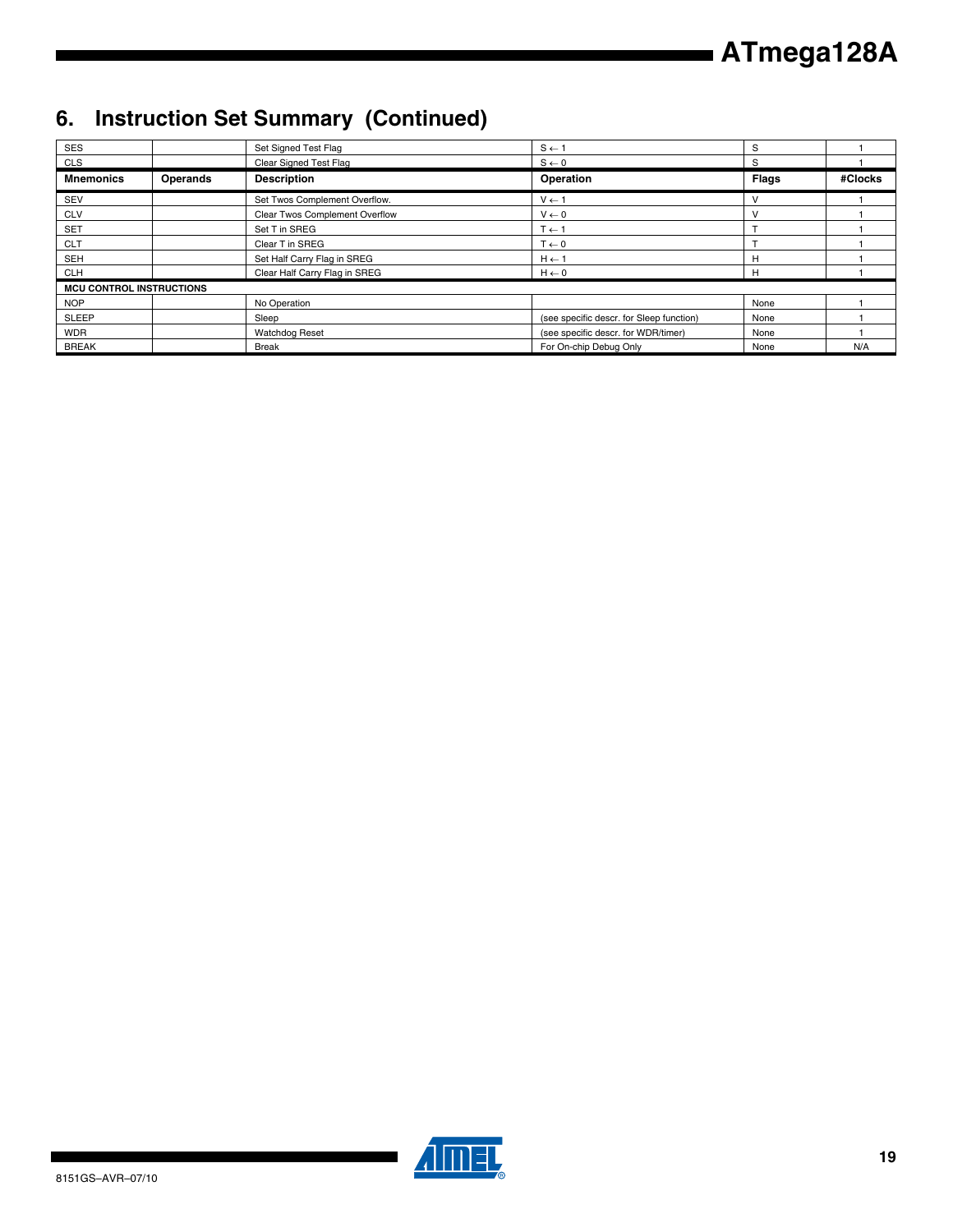# 6. Instruction Set Summary (Continued)

| Mnemonics | Operands | Description | Operation | Flags | #Clocks |
|---|---|---|---|---|---|
| SES | | Set Signed Test Flag | $S \leftarrow 1$ | S | 1 |
| CLS | | Clear Signed Test Flag | $S \leftarrow 0$ | S | 1 |
| SEV | | Set Twos Complement Overflow. | $V \leftarrow 1$ | V | 1 |
| CLV | | Clear Twos Complement Overflow | $V \leftarrow 0$ | V | 1 |
| SET | | Set T in SREG | $T \leftarrow 1$ | T | 1 |
| CLT | | Clear T in SREG | $T \leftarrow 0$ | T | 1 |
| SEH | | Set Half Carry Flag in SREG | $H \leftarrow 1$ | H | 1 |
| CLH | | Clear Half Carry Flag in SREG | $H \leftarrow 0$ | H | 1 |
| **MCU CONTROL INSTRUCTIONS** | | | | | |
| NOP | | No Operation | | None | 1 |
| SLEEP | | Sleep | (see specific descr. for Sleep function) | None | 1 |
| WDR | | Watchdog Reset | (see specific descr. for WDR/timer) | None | 1 |
| BREAK | | Break | For On-chip Debug Only | None | N/A |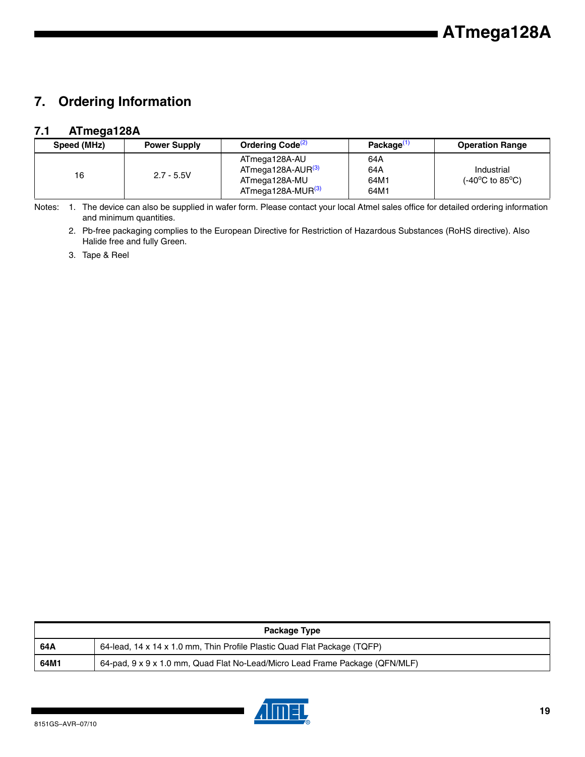# 7. Ordering Information

## 7.1 ATmega128A

| Speed (MHz) | Power Supply | Ordering Code[2] | Package[1] | Operation Range |
|---|---|---|---|---|
| 16 | 2.7 - 5.5V | ATmega128A-AU<br>ATmega128A-AUR[3]<br>ATmega128A-MU<br>ATmega128A-MUR[3] | 64A<br>64A<br>64M1<br>64M1 | Industrial<br>(-40°C to 85°C) |

Notes: 1. The device can also be supplied in wafer form. Please contact your local Atmel sales office for detailed ordering information and minimum quantities.

2. Pb-free packaging complies to the European Directive for Restriction of Hazardous Substances (RoHS directive). Also Halide free and fully Green.

3. Tape & Reel

| Package Type | |
|---|---|
| **64A** | 64-lead, 14 x 14 x 1.0 mm, Thin Profile Plastic Quad Flat Package (TQFP) |
| **64M1** | 64-pad, 9 x 9 x 1.0 mm, Quad Flat No-Lead/Micro Lead Frame Package (QFN/MLF) |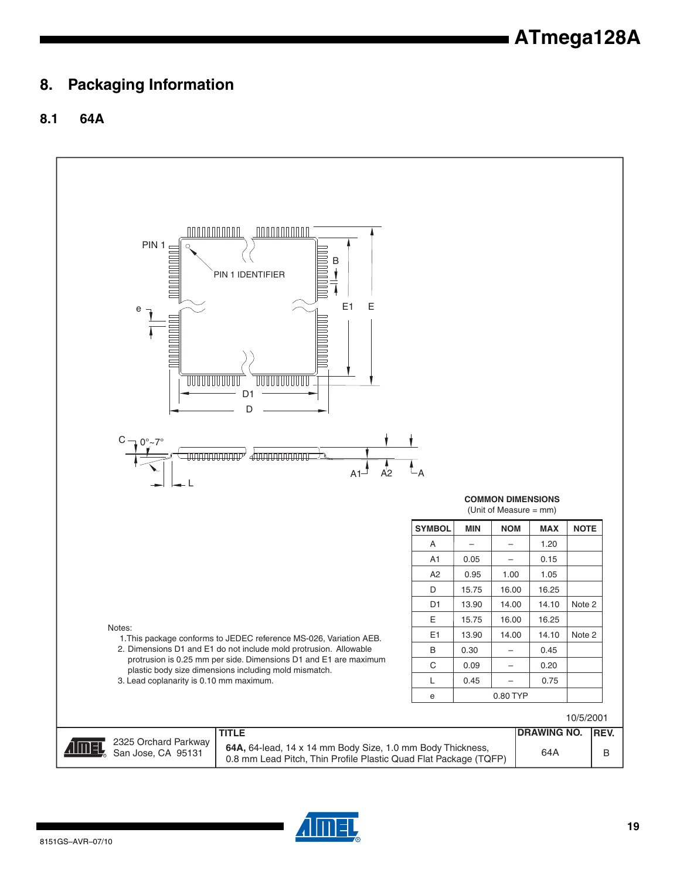# 8. Packaging Information

## 8.1 64A

PIN 1

PIN 1 IDENTIFIER

B

e

E1 E

D1

D

C 0°~7°

L

A1 A2 A

**COMMON DIMENSIONS**
(Unit of Measure = mm)

| SYMBOL | MIN | NOM | MAX | NOTE |
|---|---|---|---|---|
| A | – | – | 1.20 | |
| A1 | 0.05 | – | 0.15 | |
| A2 | 0.95 | 1.00 | 1.05 | |
| D | 15.75 | 16.00 | 16.25 | |
| D1 | 13.90 | 14.00 | 14.10 | Note 2 |
| E | 15.75 | 16.00 | 16.25 | |
| E1 | 13.90 | 14.00 | 14.10 | Note 2 |
| B | 0.30 | – | 0.45 | |
| C | 0.09 | – | 0.20 | |
| L | 0.45 | – | 0.75 | |
| e | 0.80 TYP | | | |

Notes:
1. This package conforms to JEDEC reference MS-026, Variation AEB.
2. Dimensions D1 and E1 do not include mold protrusion. Allowable protrusion is 0.25 mm per side. Dimensions D1 and E1 are maximum plastic body size dimensions including mold mismatch.
3. Lead coplanarity is 0.10 mm maximum.

10/5/2001

| | TITLE | DRAWING NO. | REV. |
|---|---|---|---|
| 2325 Orchard Parkway San Jose, CA 95131 | **64A,** 64-lead, 14 x 14 mm Body Size, 1.0 mm Body Thickness, 0.8 mm Lead Pitch, Thin Profile Plastic Quad Flat Package (TQFP) | 64A | B |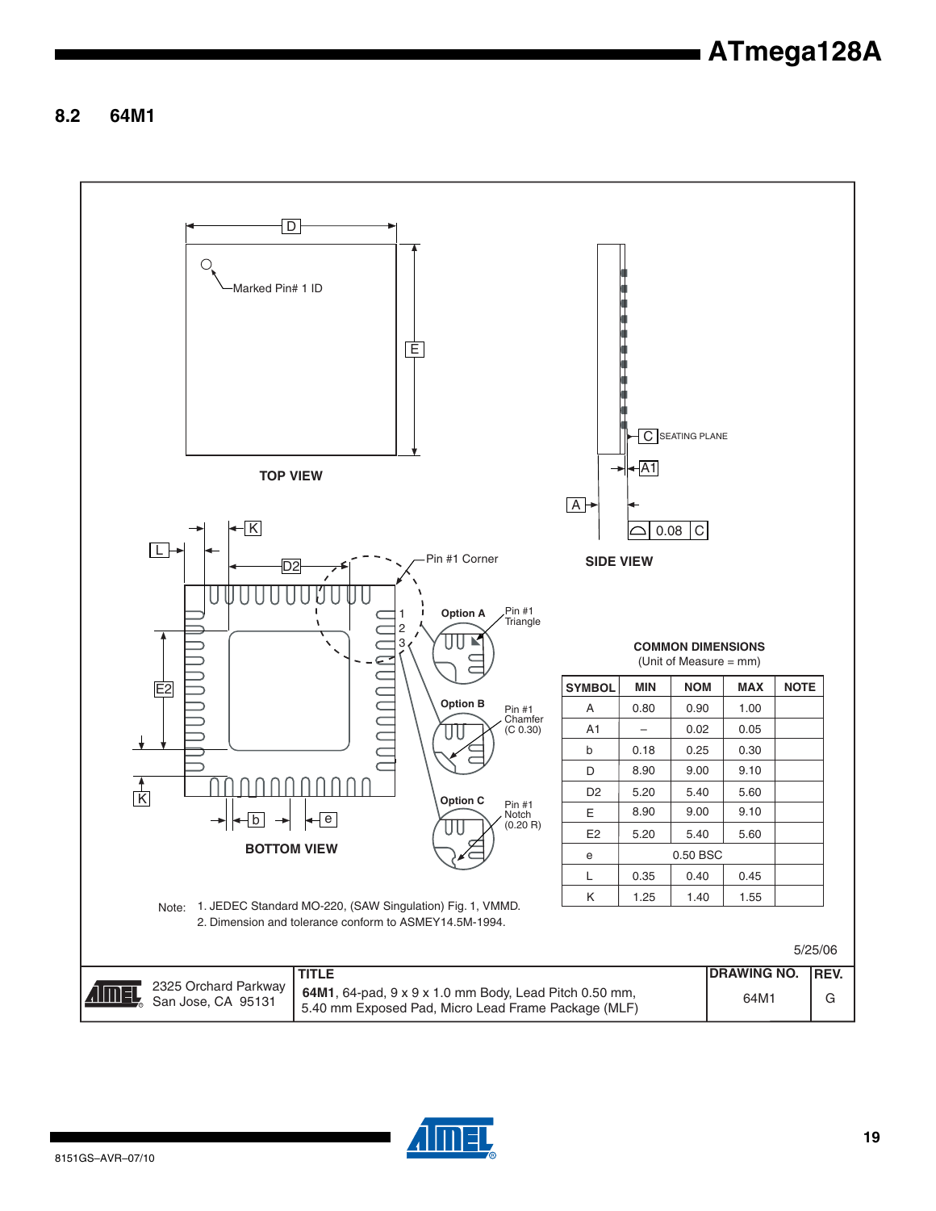## 8.2 64M1

TOP VIEW

SIDE VIEW

BOTTOM VIEW

Marked Pin# 1 ID

SEATING PLANE

Pin #1 Corner

Option A — Pin #1 Triangle

Option B — Pin #1 Chamfer (C 0.30)

Option C — Pin #1 Notch (0.20 R)

**COMMON DIMENSIONS**
(Unit of Measure = mm)

| SYMBOL | MIN | NOM | MAX | NOTE |
|---|---|---|---|---|
| A | 0.80 | 0.90 | 1.00 | |
| A1 | – | 0.02 | 0.05 | |
| b | 0.18 | 0.25 | 0.30 | |
| D | 8.90 | 9.00 | 9.10 | |
| D2 | 5.20 | 5.40 | 5.60 | |
| E | 8.90 | 9.00 | 9.10 | |
| E2 | 5.20 | 5.40 | 5.60 | |
| e | | 0.50 BSC | | |
| L | 0.35 | 0.40 | 0.45 | |
| K | 1.25 | 1.40 | 1.55 | |

Note: 1. JEDEC Standard MO-220, (SAW Singulation) Fig. 1, VMMD.
2. Dimension and tolerance conform to ASMEY14.5M-1994.

5/25/06

| | TITLE | DRAWING NO. | REV. |
|---|---|---|---|
| 2325 Orchard Parkway San Jose, CA 95131 | **64M1**, 64-pad, 9 x 9 x 1.0 mm Body, Lead Pitch 0.50 mm, 5.40 mm Exposed Pad, Micro Lead Frame Package (MLF) | 64M1 | G |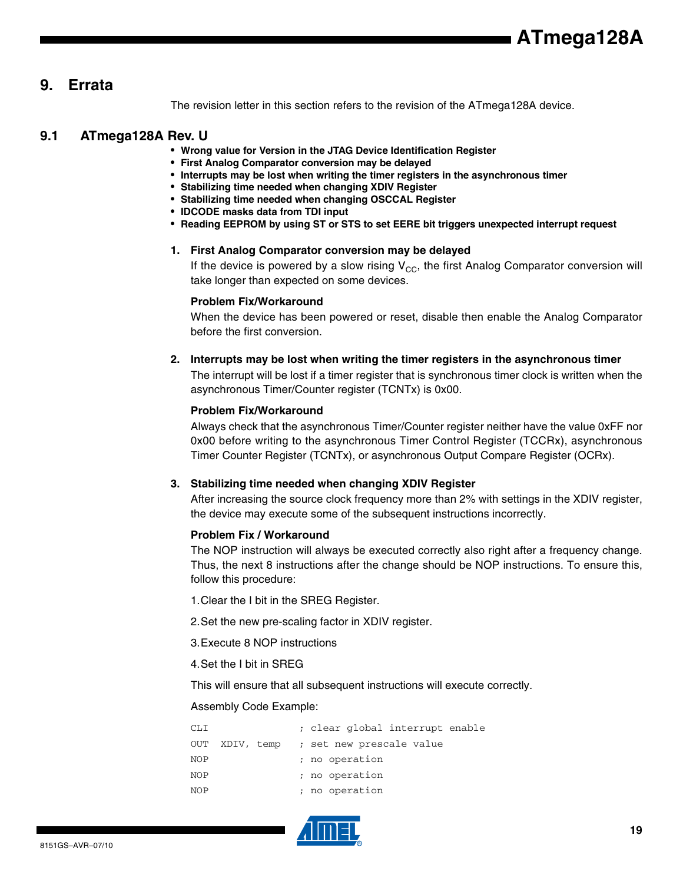# 9. Errata

The revision letter in this section refers to the revision of the ATmega128A device.

## 9.1 ATmega128A Rev. U

- **Wrong value for Version in the JTAG Device Identification Register**
- **First Analog Comparator conversion may be delayed**
- **Interrupts may be lost when writing the timer registers in the asynchronous timer**
- **Stabilizing time needed when changing XDIV Register**
- **Stabilizing time needed when changing OSCCAL Register**
- **IDCODE masks data from TDI input**
- **Reading EEPROM by using ST or STS to set EERE bit triggers unexpected interrupt request**

**1. First Analog Comparator conversion may be delayed**

If the device is powered by a slow rising $V_{CC}$, the first Analog Comparator conversion will take longer than expected on some devices.

**Problem Fix/Workaround**

When the device has been powered or reset, disable then enable the Analog Comparator before the first conversion.

**2. Interrupts may be lost when writing the timer registers in the asynchronous timer**

The interrupt will be lost if a timer register that is synchronous timer clock is written when the asynchronous Timer/Counter register (TCNTx) is 0x00.

**Problem Fix/Workaround**

Always check that the asynchronous Timer/Counter register neither have the value 0xFF nor 0x00 before writing to the asynchronous Timer Control Register (TCCRx), asynchronous Timer Counter Register (TCNTx), or asynchronous Output Compare Register (OCRx).

**3. Stabilizing time needed when changing XDIV Register**

After increasing the source clock frequency more than 2% with settings in the XDIV register, the device may execute some of the subsequent instructions incorrectly.

**Problem Fix / Workaround**

The NOP instruction will always be executed correctly also right after a frequency change. Thus, the next 8 instructions after the change should be NOP instructions. To ensure this, follow this procedure:

1. Clear the I bit in the SREG Register.
2. Set the new pre-scaling factor in XDIV register.
3. Execute 8 NOP instructions
4. Set the I bit in SREG

This will ensure that all subsequent instructions will execute correctly.

Assembly Code Example:

```
CLI                ; clear global interrupt enable
OUT  XDIV, temp    ; set new prescale value
NOP                ; no operation
NOP                ; no operation
NOP                ; no operation
```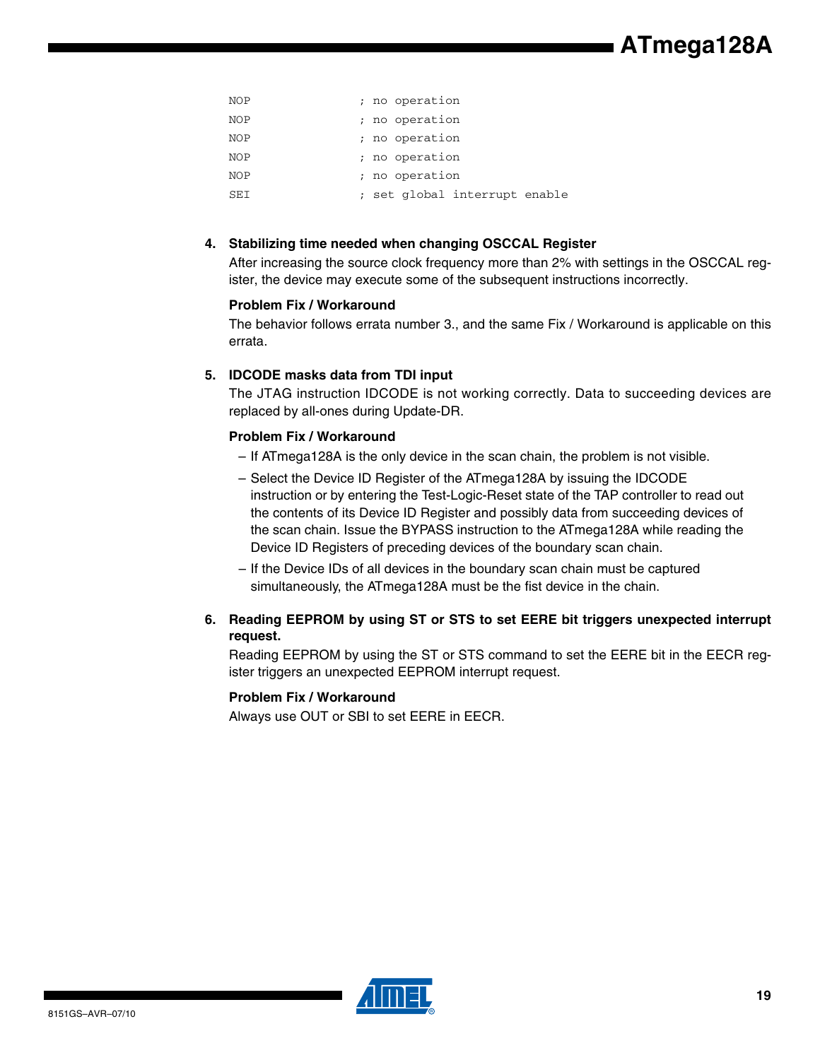```
NOP             ; no operation
NOP             ; no operation
NOP             ; no operation
NOP             ; no operation
NOP             ; no operation
SEI             ; set global interrupt enable
```

4. **Stabilizing time needed when changing OSCCAL Register**

   After increasing the source clock frequency more than 2% with settings in the OSCCAL register, the device may execute some of the subsequent instructions incorrectly.

   **Problem Fix / Workaround**

   The behavior follows errata number 3., and the same Fix / Workaround is applicable on this errata.

5. **IDCODE masks data from TDI input**

   The JTAG instruction IDCODE is not working correctly. Data to succeeding devices are replaced by all-ones during Update-DR.

   **Problem Fix / Workaround**

   – If ATmega128A is the only device in the scan chain, the problem is not visible.

   – Select the Device ID Register of the ATmega128A by issuing the IDCODE instruction or by entering the Test-Logic-Reset state of the TAP controller to read out the contents of its Device ID Register and possibly data from succeeding devices of the scan chain. Issue the BYPASS instruction to the ATmega128A while reading the Device ID Registers of preceding devices of the boundary scan chain.

   – If the Device IDs of all devices in the boundary scan chain must be captured simultaneously, the ATmega128A must be the fist device in the chain.

6. **Reading EEPROM by using ST or STS to set EERE bit triggers unexpected interrupt request.**

   Reading EEPROM by using the ST or STS command to set the EERE bit in the EECR register triggers an unexpected EEPROM interrupt request.

   **Problem Fix / Workaround**

   Always use OUT or SBI to set EERE in EECR.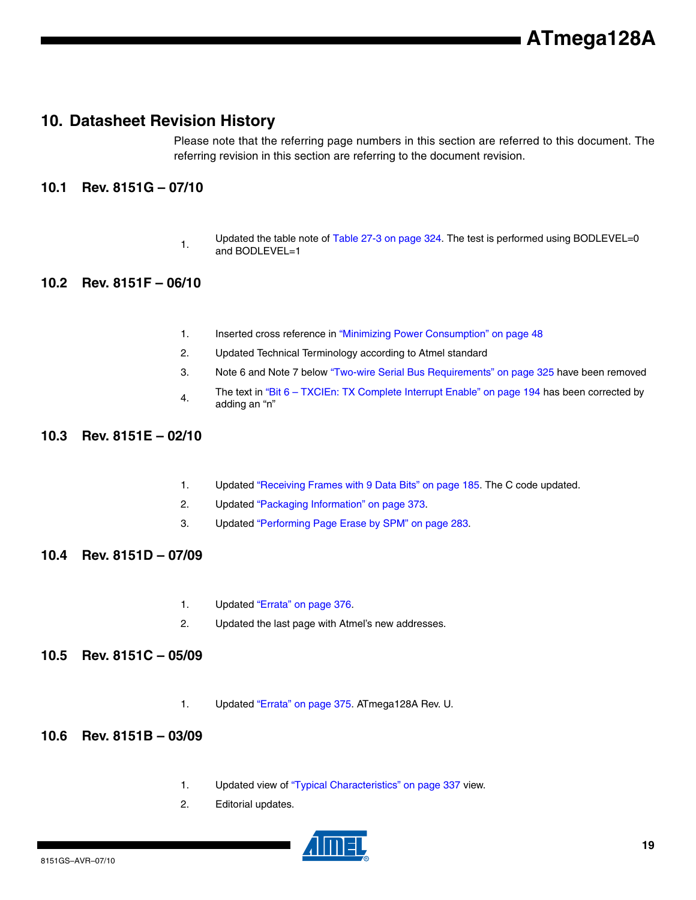## 10. Datasheet Revision History

Please note that the referring page numbers in this section are referred to this document. The referring revision in this section are referring to the document revision.

### 10.1 Rev. 8151G – 07/10

1. Updated the table note of Table 27-3 on page 324. The test is performed using BODLEVEL=0 and BODLEVEL=1

### 10.2 Rev. 8151F – 06/10

1. Inserted cross reference in "Minimizing Power Consumption" on page 48
2. Updated Technical Terminology according to Atmel standard
3. Note 6 and Note 7 below "Two-wire Serial Bus Requirements" on page 325 have been removed
4. The text in "Bit 6 – TXCIEn: TX Complete Interrupt Enable" on page 194 has been corrected by adding an "n"

### 10.3 Rev. 8151E – 02/10

1. Updated "Receiving Frames with 9 Data Bits" on page 185. The C code updated.
2. Updated "Packaging Information" on page 373.
3. Updated "Performing Page Erase by SPM" on page 283.

### 10.4 Rev. 8151D – 07/09

1. Updated "Errata" on page 376.
2. Updated the last page with Atmel's new addresses.

### 10.5 Rev. 8151C – 05/09

1. Updated "Errata" on page 375. ATmega128A Rev. U.

### 10.6 Rev. 8151B – 03/09

1. Updated view of "Typical Characteristics" on page 337 view.
2. Editorial updates.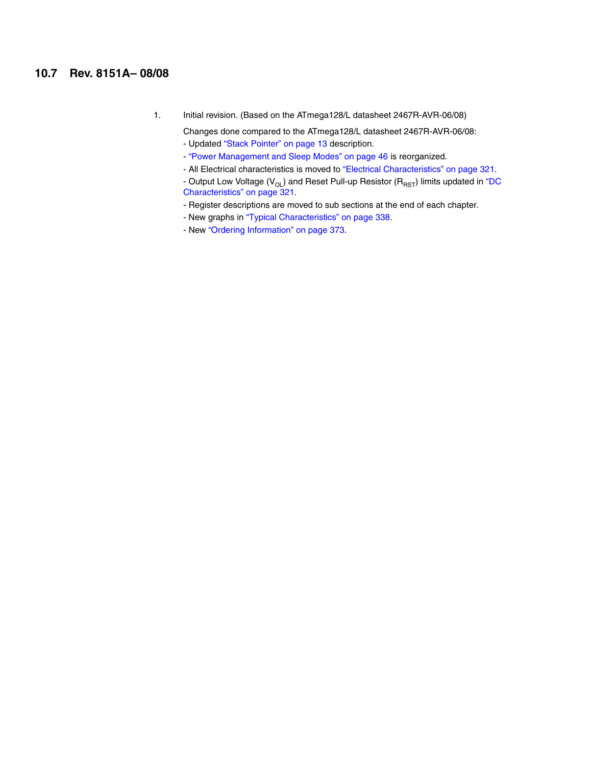## 10.7 Rev. 8151A– 08/08

1. Initial revision. (Based on the ATmega128/L datasheet 2467R-AVR-06/08)

   Changes done compared to the ATmega128/L datasheet 2467R-AVR-06/08:
   - Updated "Stack Pointer" on page 13 description.
   - "Power Management and Sleep Modes" on page 46 is reorganized.
   - All Electrical characteristics is moved to "Electrical Characteristics" on page 321.
   - Output Low Voltage ($V_{OL}$) and Reset Pull-up Resistor ($R_{RST}$) limits updated in "DC Characteristics" on page 321.
   - Register descriptions are moved to sub sections at the end of each chapter.
   - New graphs in "Typical Characteristics" on page 338.
   - New "Ordering Information" on page 373.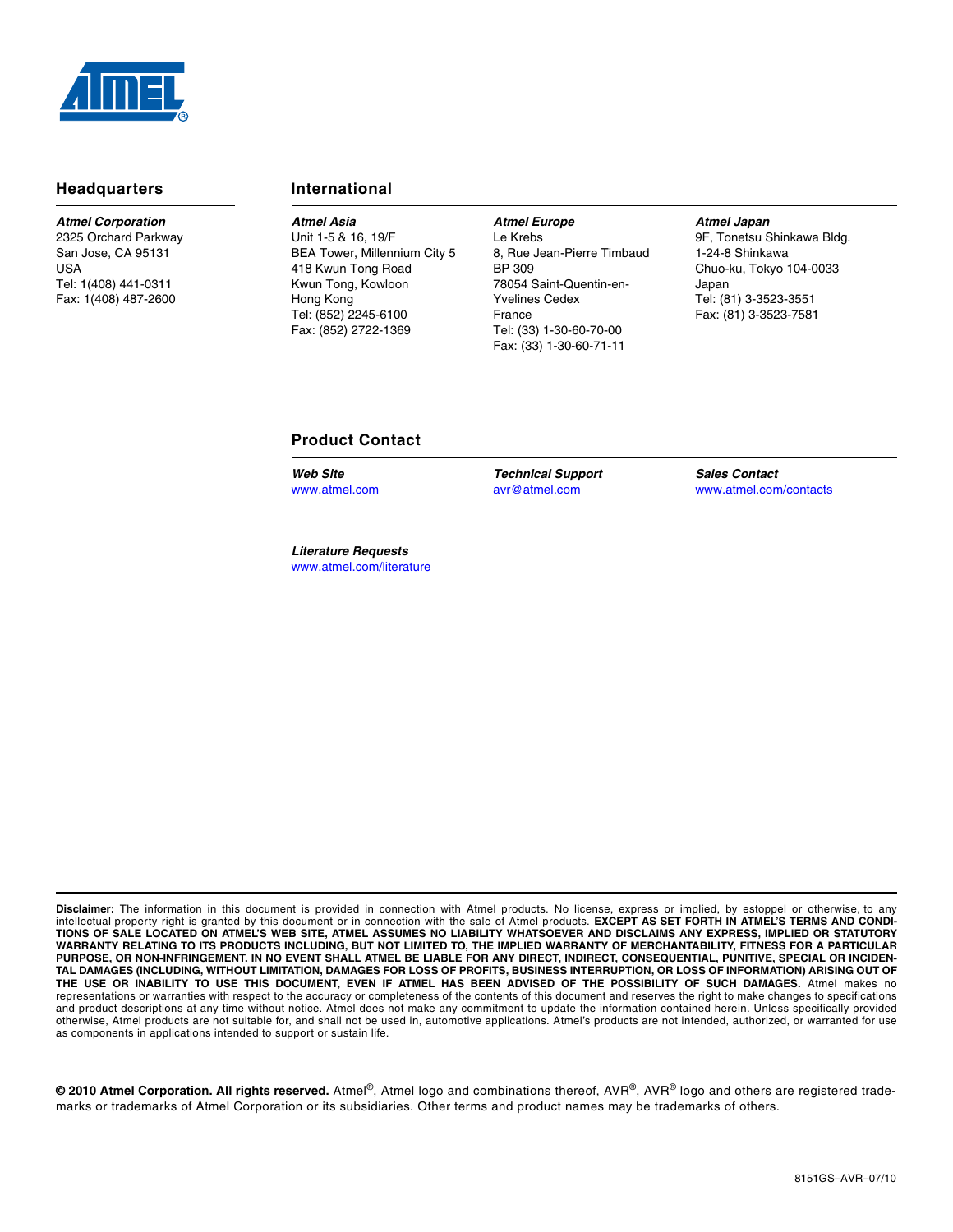## Headquarters

***Atmel Corporation***
2325 Orchard Parkway
San Jose, CA 95131
USA
Tel: 1(408) 441-0311
Fax: 1(408) 487-2600

## International

***Atmel Asia***
Unit 1-5 & 16, 19/F
BEA Tower, Millennium City 5
418 Kwun Tong Road
Kwun Tong, Kowloon
Hong Kong
Tel: (852) 2245-6100
Fax: (852) 2722-1369

***Atmel Europe***
Le Krebs
8, Rue Jean-Pierre Timbaud
BP 309
78054 Saint-Quentin-en-Yvelines Cedex
France
Tel: (33) 1-30-60-70-00
Fax: (33) 1-30-60-71-11

***Atmel Japan***
9F, Tonetsu Shinkawa Bldg.
1-24-8 Shinkawa
Chuo-ku, Tokyo 104-0033
Japan
Tel: (81) 3-3523-3551
Fax: (81) 3-3523-7581

## Product Contact

***Web Site***
www.atmel.com

***Technical Support***
avr@atmel.com

***Sales Contact***
www.atmel.com/contacts

***Literature Requests***
www.atmel.com/literature

**Disclaimer:** The information in this document is provided in connection with Atmel products. No license, express or implied, by estoppel or otherwise, to any intellectual property right is granted by this document or in connection with the sale of Atmel products. **EXCEPT AS SET FORTH IN ATMEL'S TERMS AND CONDITIONS OF SALE LOCATED ON ATMEL'S WEB SITE, ATMEL ASSUMES NO LIABILITY WHATSOEVER AND DISCLAIMS ANY EXPRESS, IMPLIED OR STATUTORY WARRANTY RELATING TO ITS PRODUCTS INCLUDING, BUT NOT LIMITED TO, THE IMPLIED WARRANTY OF MERCHANTABILITY, FITNESS FOR A PARTICULAR PURPOSE, OR NON-INFRINGEMENT. IN NO EVENT SHALL ATMEL BE LIABLE FOR ANY DIRECT, INDIRECT, CONSEQUENTIAL, PUNITIVE, SPECIAL OR INCIDENTAL DAMAGES (INCLUDING, WITHOUT LIMITATION, DAMAGES FOR LOSS OF PROFITS, BUSINESS INTERRUPTION, OR LOSS OF INFORMATION) ARISING OUT OF THE USE OR INABILITY TO USE THIS DOCUMENT, EVEN IF ATMEL HAS BEEN ADVISED OF THE POSSIBILITY OF SUCH DAMAGES.** Atmel makes no representations or warranties with respect to the accuracy or completeness of the contents of this document and reserves the right to make changes to specifications and product descriptions at any time without notice. Atmel does not make any commitment to update the information contained herein. Unless specifically provided otherwise, Atmel products are not suitable for, and shall not be used in, automotive applications. Atmel's products are not intended, authorized, or warranted for use as components in applications intended to support or sustain life.

**© 2010 Atmel Corporation. All rights reserved.** Atmel®, Atmel logo and combinations thereof, AVR®, AVR® logo and others are registered trademarks or trademarks of Atmel Corporation or its subsidiaries. Other terms and product names may be trademarks of others.

8151GS–AVR–07/10